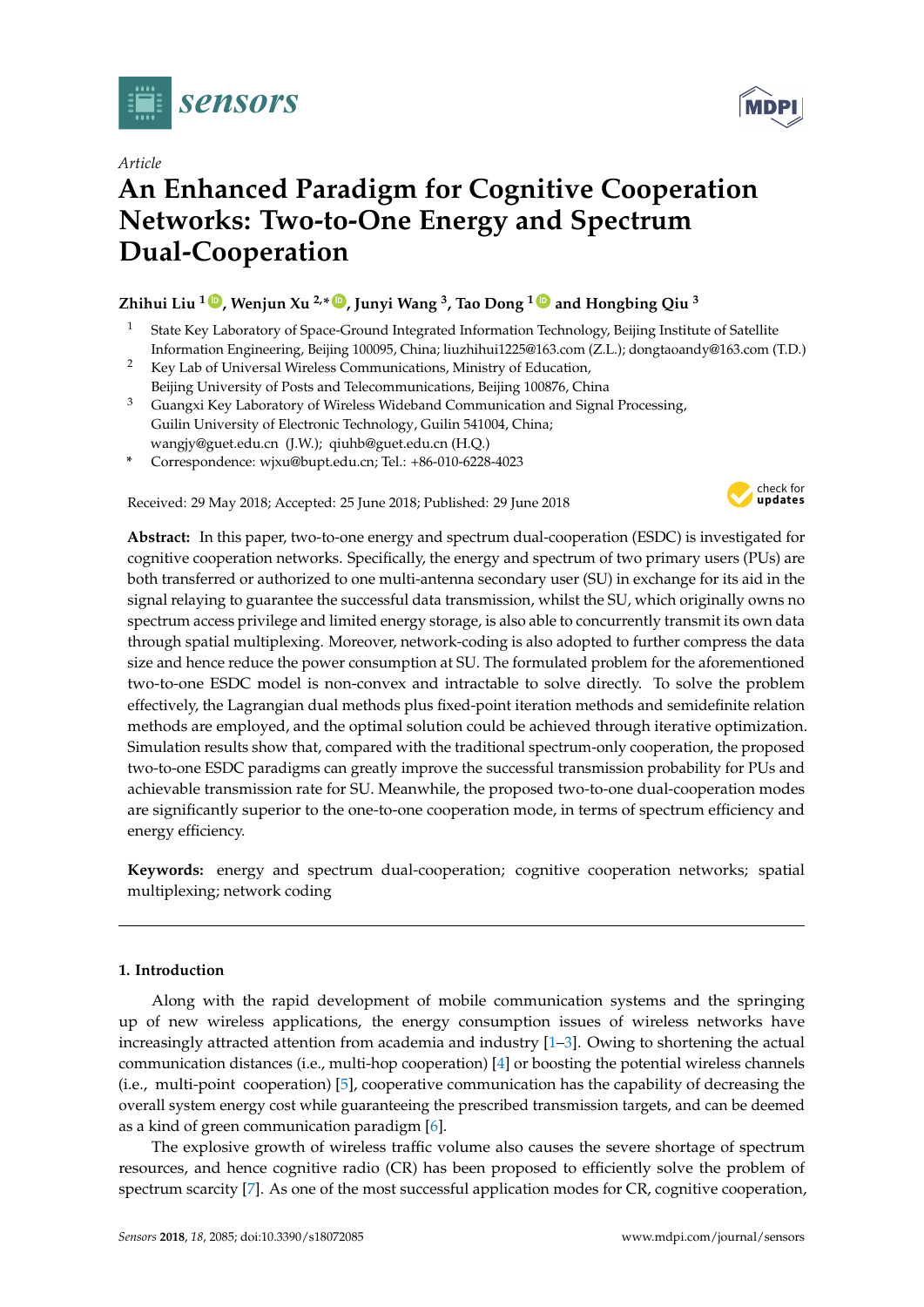*Article*

# An Enhanced Paradigm for Cognitive Cooperation Networks: Two-to-One Energy and Spectrum Dual-Cooperation

**Zhihui Liu [1], Wenjun Xu [2,*], Junyi Wang [3], Tao Dong [1] and Hongbing Qiu [3]**

1 State Key Laboratory of Space-Ground Integrated Information Technology, Beijing Institute of Satellite Information Engineering, Beijing 100095, China; liuzhihui1225@163.com (Z.L.); dongtaoandy@163.com (T.D.)

2 Key Lab of Universal Wireless Communications, Ministry of Education, Beijing University of Posts and Telecommunications, Beijing 100876, China

3 Guangxi Key Laboratory of Wireless Wideband Communication and Signal Processing, Guilin University of Electronic Technology, Guilin 541004, China; wangjy@guet.edu.cn (J.W.); qiuhb@guet.edu.cn (H.Q.)

* Correspondence: wjxu@bupt.edu.cn; Tel.: +86-010-6228-4023

Received: 29 May 2018; Accepted: 25 June 2018; Published: 29 June 2018

**Abstract:** In this paper, two-to-one energy and spectrum dual-cooperation (ESDC) is investigated for cognitive cooperation networks. Specifically, the energy and spectrum of two primary users (PUs) are both transferred or authorized to one multi-antenna secondary user (SU) in exchange for its aid in the signal relaying to guarantee the successful data transmission, whilst the SU, which originally owns no spectrum access privilege and limited energy storage, is also able to concurrently transmit its own data through spatial multiplexing. Moreover, network-coding is also adopted to further compress the data size and hence reduce the power consumption at SU. The formulated problem for the aforementioned two-to-one ESDC model is non-convex and intractable to solve directly. To solve the problem effectively, the Lagrangian dual methods plus fixed-point iteration methods and semidefinite relation methods are employed, and the optimal solution could be achieved through iterative optimization. Simulation results show that, compared with the traditional spectrum-only cooperation, the proposed two-to-one ESDC paradigms can greatly improve the successful transmission probability for PUs and achievable transmission rate for SU. Meanwhile, the proposed two-to-one dual-cooperation modes are significantly superior to the one-to-one cooperation mode, in terms of spectrum efficiency and energy efficiency.

**Keywords:** energy and spectrum dual-cooperation; cognitive cooperation networks; spatial multiplexing; network coding

## 1. Introduction

Along with the rapid development of mobile communication systems and the springing up of new wireless applications, the energy consumption issues of wireless networks have increasingly attracted attention from academia and industry [1–3]. Owing to shortening the actual communication distances (i.e., multi-hop cooperation) [4] or boosting the potential wireless channels (i.e., multi-point cooperation) [5], cooperative communication has the capability of decreasing the overall system energy cost while guaranteeing the prescribed transmission targets, and can be deemed as a kind of green communication paradigm [6].

The explosive growth of wireless traffic volume also causes the severe shortage of spectrum resources, and hence cognitive radio (CR) has been proposed to efficiently solve the problem of spectrum scarcity [7]. As one of the most successful application modes for CR, cognitive cooperation,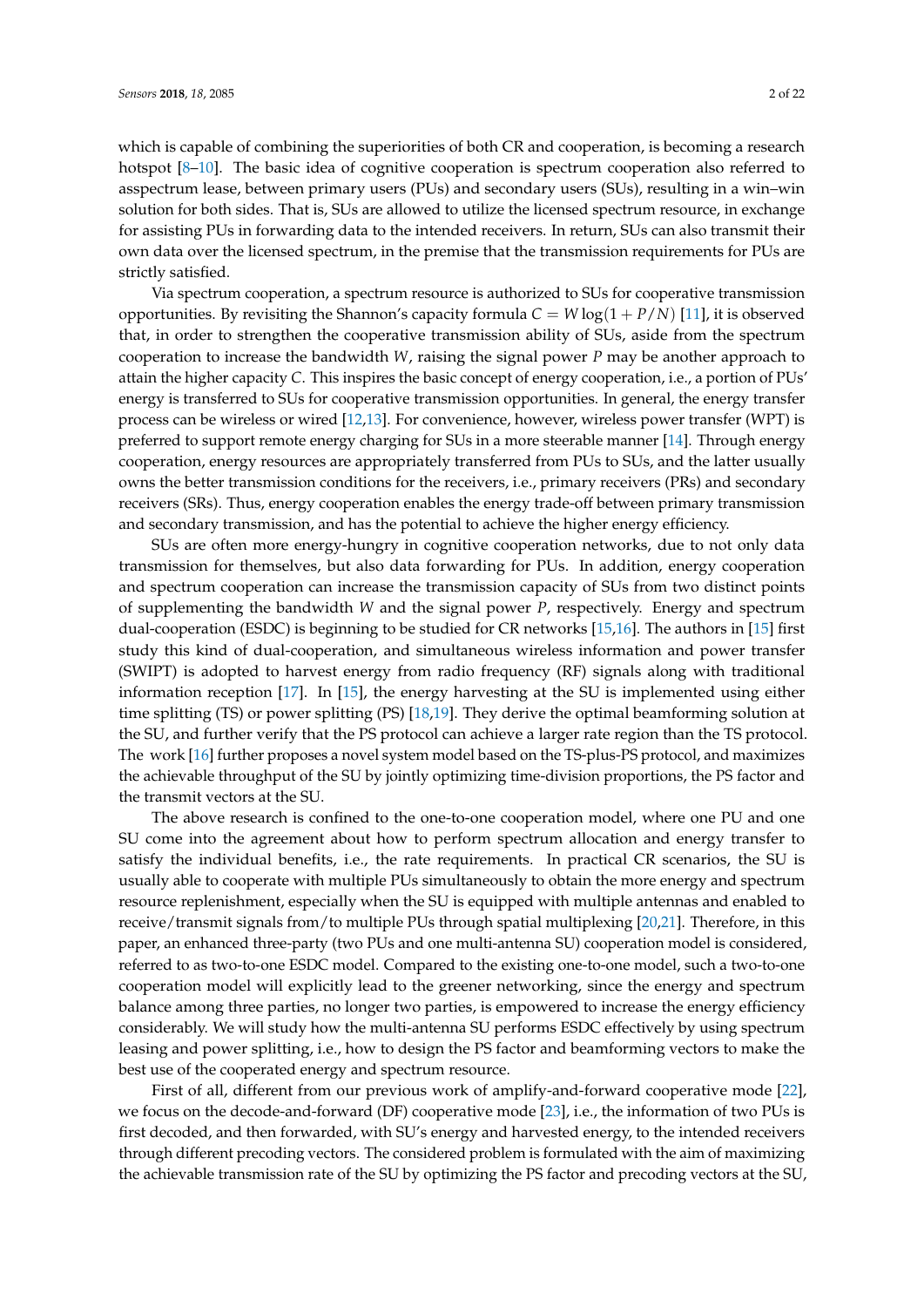which is capable of combining the superiorities of both CR and cooperation, is becoming a research hotspot [8–10]. The basic idea of cognitive cooperation is spectrum cooperation also referred to asspectrum lease, between primary users (PUs) and secondary users (SUs), resulting in a win–win solution for both sides. That is, SUs are allowed to utilize the licensed spectrum resource, in exchange for assisting PUs in forwarding data to the intended receivers. In return, SUs can also transmit their own data over the licensed spectrum, in the premise that the transmission requirements for PUs are strictly satisfied.

Via spectrum cooperation, a spectrum resource is authorized to SUs for cooperative transmission opportunities. By revisiting the Shannon's capacity formula $C = W \log(1 + P/N)$ [11], it is observed that, in order to strengthen the cooperative transmission ability of SUs, aside from the spectrum cooperation to increase the bandwidth $W$, raising the signal power $P$ may be another approach to attain the higher capacity $C$. This inspires the basic concept of energy cooperation, i.e., a portion of PUs' energy is transferred to SUs for cooperative transmission opportunities. In general, the energy transfer process can be wireless or wired [12,13]. For convenience, however, wireless power transfer (WPT) is preferred to support remote energy charging for SUs in a more steerable manner [14]. Through energy cooperation, energy resources are appropriately transferred from PUs to SUs, and the latter usually owns the better transmission conditions for the receivers, i.e., primary receivers (PRs) and secondary receivers (SRs). Thus, energy cooperation enables the energy trade-off between primary transmission and secondary transmission, and has the potential to achieve the higher energy efficiency.

SUs are often more energy-hungry in cognitive cooperation networks, due to not only data transmission for themselves, but also data forwarding for PUs. In addition, energy cooperation and spectrum cooperation can increase the transmission capacity of SUs from two distinct points of supplementing the bandwidth $W$ and the signal power $P$, respectively. Energy and spectrum dual-cooperation (ESDC) is beginning to be studied for CR networks [15,16]. The authors in [15] first study this kind of dual-cooperation, and simultaneous wireless information and power transfer (SWIPT) is adopted to harvest energy from radio frequency (RF) signals along with traditional information reception [17]. In [15], the energy harvesting at the SU is implemented using either time splitting (TS) or power splitting (PS) [18,19]. They derive the optimal beamforming solution at the SU, and further verify that the PS protocol can achieve a larger rate region than the TS protocol. The work [16] further proposes a novel system model based on the TS-plus-PS protocol, and maximizes the achievable throughput of the SU by jointly optimizing time-division proportions, the PS factor and the transmit vectors at the SU.

The above research is confined to the one-to-one cooperation model, where one PU and one SU come into the agreement about how to perform spectrum allocation and energy transfer to satisfy the individual benefits, i.e., the rate requirements. In practical CR scenarios, the SU is usually able to cooperate with multiple PUs simultaneously to obtain the more energy and spectrum resource replenishment, especially when the SU is equipped with multiple antennas and enabled to receive/transmit signals from/to multiple PUs through spatial multiplexing [20,21]. Therefore, in this paper, an enhanced three-party (two PUs and one multi-antenna SU) cooperation model is considered, referred to as two-to-one ESDC model. Compared to the existing one-to-one model, such a two-to-one cooperation model will explicitly lead to the greener networking, since the energy and spectrum balance among three parties, no longer two parties, is empowered to increase the energy efficiency considerably. We will study how the multi-antenna SU performs ESDC effectively by using spectrum leasing and power splitting, i.e., how to design the PS factor and beamforming vectors to make the best use of the cooperated energy and spectrum resource.

First of all, different from our previous work of amplify-and-forward cooperative mode [22], we focus on the decode-and-forward (DF) cooperative mode [23], i.e., the information of two PUs is first decoded, and then forwarded, with SU's energy and harvested energy, to the intended receivers through different precoding vectors. The considered problem is formulated with the aim of maximizing the achievable transmission rate of the SU by optimizing the PS factor and precoding vectors at the SU,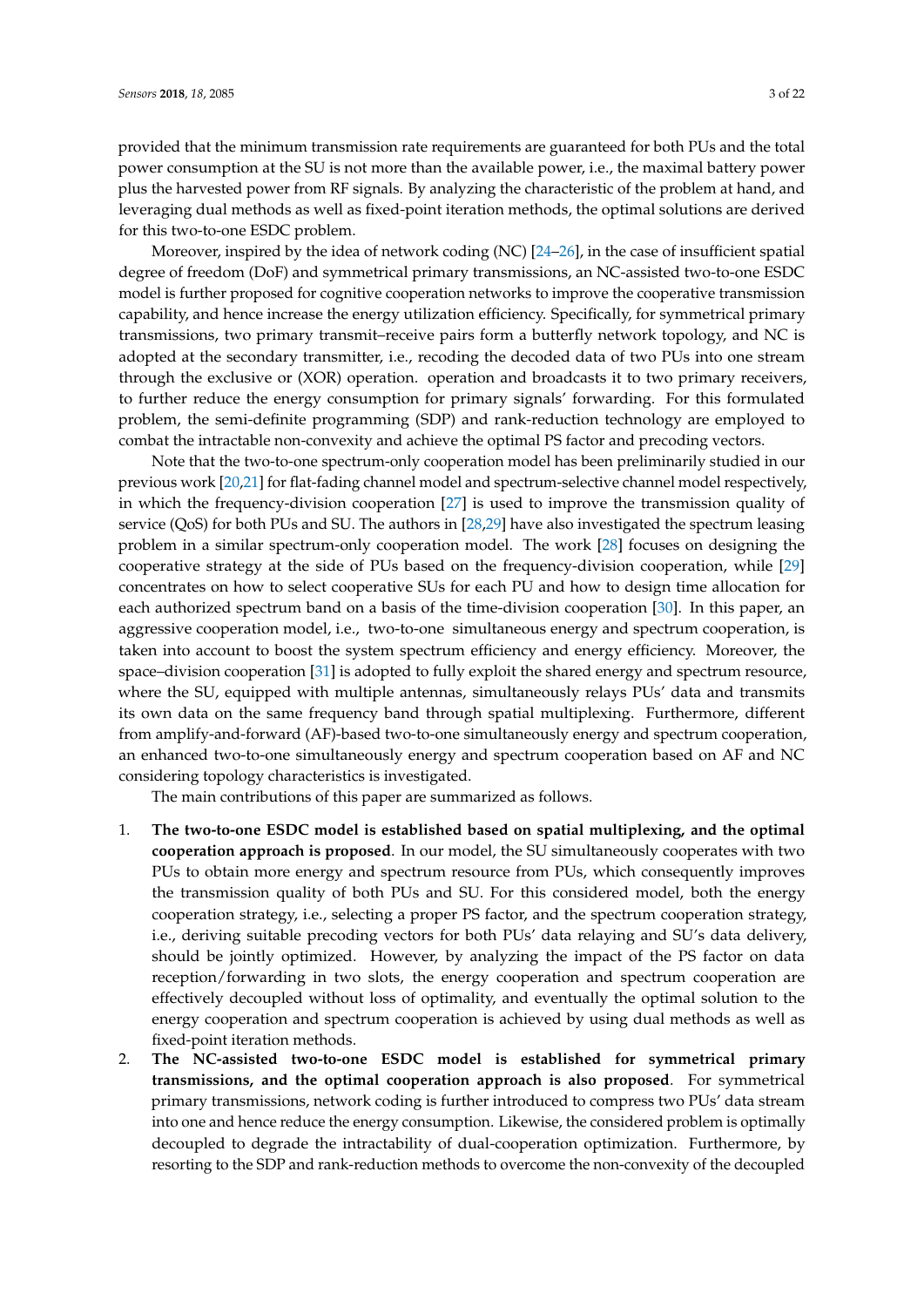provided that the minimum transmission rate requirements are guaranteed for both PUs and the total power consumption at the SU is not more than the available power, i.e., the maximal battery power plus the harvested power from RF signals. By analyzing the characteristic of the problem at hand, and leveraging dual methods as well as fixed-point iteration methods, the optimal solutions are derived for this two-to-one ESDC problem.

Moreover, inspired by the idea of network coding (NC) [24–26], in the case of insufficient spatial degree of freedom (DoF) and symmetrical primary transmissions, an NC-assisted two-to-one ESDC model is further proposed for cognitive cooperation networks to improve the cooperative transmission capability, and hence increase the energy utilization efficiency. Specifically, for symmetrical primary transmissions, two primary transmit–receive pairs form a butterfly network topology, and NC is adopted at the secondary transmitter, i.e., recoding the decoded data of two PUs into one stream through the exclusive or (XOR) operation. operation and broadcasts it to two primary receivers, to further reduce the energy consumption for primary signals' forwarding. For this formulated problem, the semi-definite programming (SDP) and rank-reduction technology are employed to combat the intractable non-convexity and achieve the optimal PS factor and precoding vectors.

Note that the two-to-one spectrum-only cooperation model has been preliminarily studied in our previous work [20,21] for flat-fading channel model and spectrum-selective channel model respectively, in which the frequency-division cooperation [27] is used to improve the transmission quality of service (QoS) for both PUs and SU. The authors in [28,29] have also investigated the spectrum leasing problem in a similar spectrum-only cooperation model. The work [28] focuses on designing the cooperative strategy at the side of PUs based on the frequency-division cooperation, while [29] concentrates on how to select cooperative SUs for each PU and how to design time allocation for each authorized spectrum band on a basis of the time-division cooperation [30]. In this paper, an aggressive cooperation model, i.e., two-to-one simultaneous energy and spectrum cooperation, is taken into account to boost the system spectrum efficiency and energy efficiency. Moreover, the space–division cooperation [31] is adopted to fully exploit the shared energy and spectrum resource, where the SU, equipped with multiple antennas, simultaneously relays PUs' data and transmits its own data on the same frequency band through spatial multiplexing. Furthermore, different from amplify-and-forward (AF)-based two-to-one simultaneously energy and spectrum cooperation, an enhanced two-to-one simultaneously energy and spectrum cooperation based on AF and NC considering topology characteristics is investigated.

The main contributions of this paper are summarized as follows.

1. **The two-to-one ESDC model is established based on spatial multiplexing, and the optimal cooperation approach is proposed**. In our model, the SU simultaneously cooperates with two PUs to obtain more energy and spectrum resource from PUs, which consequently improves the transmission quality of both PUs and SU. For this considered model, both the energy cooperation strategy, i.e., selecting a proper PS factor, and the spectrum cooperation strategy, i.e., deriving suitable precoding vectors for both PUs' data relaying and SU's data delivery, should be jointly optimized. However, by analyzing the impact of the PS factor on data reception/forwarding in two slots, the energy cooperation and spectrum cooperation are effectively decoupled without loss of optimality, and eventually the optimal solution to the energy cooperation and spectrum cooperation is achieved by using dual methods as well as fixed-point iteration methods.
2. **The NC-assisted two-to-one ESDC model is established for symmetrical primary transmissions, and the optimal cooperation approach is also proposed**. For symmetrical primary transmissions, network coding is further introduced to compress two PUs' data stream into one and hence reduce the energy consumption. Likewise, the considered problem is optimally decoupled to degrade the intractability of dual-cooperation optimization. Furthermore, by resorting to the SDP and rank-reduction methods to overcome the non-convexity of the decoupled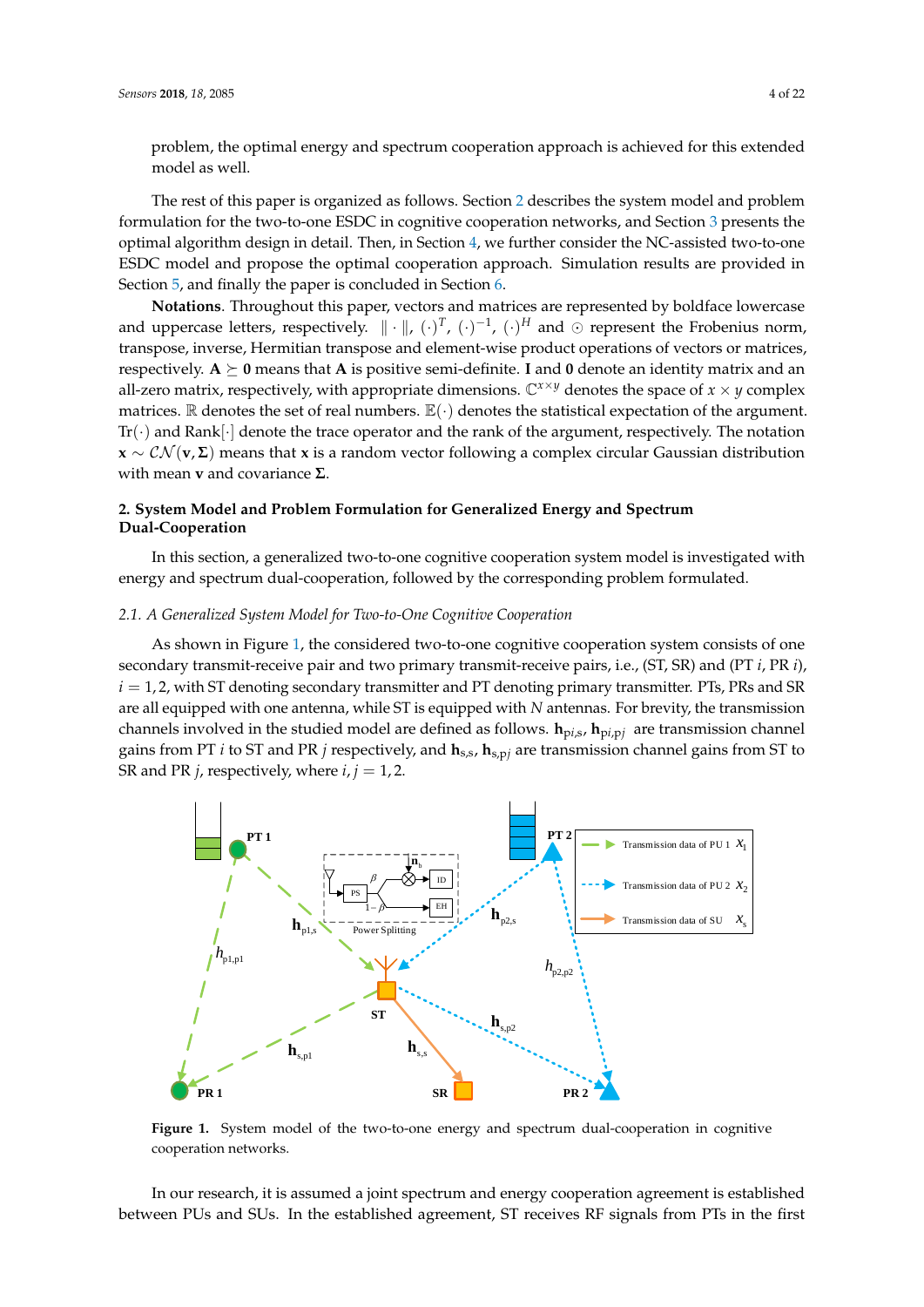problem, the optimal energy and spectrum cooperation approach is achieved for this extended model as well.

The rest of this paper is organized as follows. Section 2 describes the system model and problem formulation for the two-to-one ESDC in cognitive cooperation networks, and Section 3 presents the optimal algorithm design in detail. Then, in Section 4, we further consider the NC-assisted two-to-one ESDC model and propose the optimal cooperation approach. Simulation results are provided in Section 5, and finally the paper is concluded in Section 6.

**Notations**. Throughout this paper, vectors and matrices are represented by boldface lowercase and uppercase letters, respectively. $\| \cdot \|$, $(\cdot)^T$, $(\cdot)^{-1}$, $(\cdot)^H$ and $\odot$ represent the Frobenius norm, transpose, inverse, Hermitian transpose and element-wise product operations of vectors or matrices, respectively. $\mathbf{A} \succeq \mathbf{0}$ means that $\mathbf{A}$ is positive semi-definite. $\mathbf{I}$ and $\mathbf{0}$ denote an identity matrix and an all-zero matrix, respectively, with appropriate dimensions. $\mathbb{C}^{x \times y}$ denotes the space of $x \times y$ complex matrices. $\mathbb{R}$ denotes the set of real numbers. $\mathbb{E}(\cdot)$ denotes the statistical expectation of the argument. $\mathrm{Tr}(\cdot)$ and $\mathrm{Rank}[\cdot]$ denote the trace operator and the rank of the argument, respectively. The notation $\mathbf{x} \sim \mathcal{CN}(\mathbf{v}, \mathbf{\Sigma})$ means that $\mathbf{x}$ is a random vector following a complex circular Gaussian distribution with mean $\mathbf{v}$ and covariance $\mathbf{\Sigma}$.

## 2. System Model and Problem Formulation for Generalized Energy and Spectrum Dual-Cooperation

In this section, a generalized two-to-one cognitive cooperation system model is investigated with energy and spectrum dual-cooperation, followed by the corresponding problem formulated.

### *2.1. A Generalized System Model for Two-to-One Cognitive Cooperation*

As shown in Figure 1, the considered two-to-one cognitive cooperation system consists of one secondary transmit-receive pair and two primary transmit-receive pairs, i.e., (ST, SR) and (PT $i$, PR $i$), $i = 1, 2$, with ST denoting secondary transmitter and PT denoting primary transmitter. PTs, PRs and SR are all equipped with one antenna, while ST is equipped with $N$ antennas. For brevity, the transmission channels involved in the studied model are defined as follows. $\mathbf{h}_{\mathrm{p}i,s}$, $\mathbf{h}_{\mathrm{p}i,\mathrm{p}j}$ are transmission channel gains from PT $i$ to ST and PR $j$ respectively, and $\mathbf{h}_{s,s}$, $\mathbf{h}_{s,\mathrm{p}j}$ are transmission channel gains from ST to SR and PR $j$, respectively, where $i, j = 1, 2$.

PT 1
PT 2
PR 1
PR 2
ST
SR
PS
ID
EH
$\mathbf{n}_b$
$\beta$
$1-\beta$
Power Splitting
$\mathbf{h}_{p1,s}$
$h_{p1,p1}$
$\mathbf{h}_{p2,s}$
$h_{p2,p2}$
$\mathbf{h}_{s,p1}$
$\mathbf{h}_{s,s}$
$\mathbf{h}_{s,p2}$
Transmission data of PU 1 $x_1$
Transmission data of PU 2 $x_2$
Transmission data of SU $x_s$

**Figure 1.** System model of the two-to-one energy and spectrum dual-cooperation in cognitive cooperation networks.

In our research, it is assumed a joint spectrum and energy cooperation agreement is established between PUs and SUs. In the established agreement, ST receives RF signals from PTs in the first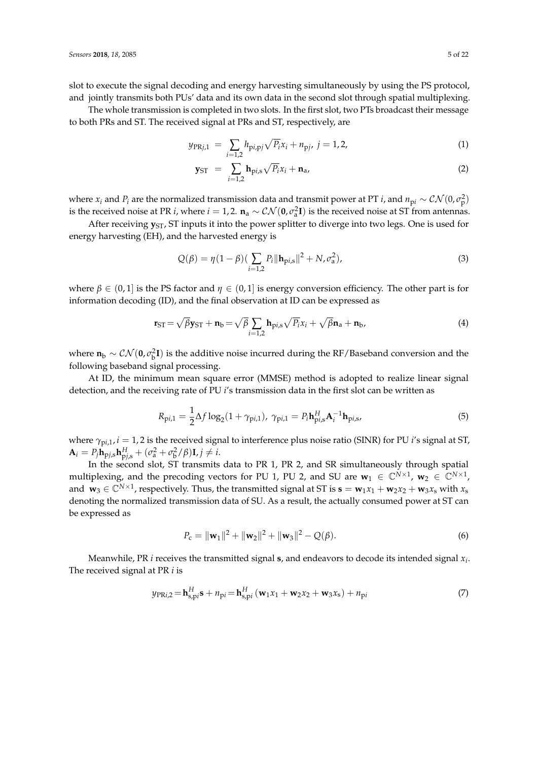slot to execute the signal decoding and energy harvesting simultaneously by using the PS protocol, and jointly transmits both PUs' data and its own data in the second slot through spatial multiplexing.

The whole transmission is completed in two slots. In the first slot, two PTs broadcast their message to both PRs and ST. The received signal at PRs and ST, respectively, are

$$y_{\mathrm{PR}j,1} = \sum_{i=1,2} h_{\mathrm{p}i,\mathrm{p}j}\sqrt{P_i}x_i + n_{\mathrm{p}j},\ j = 1,2, \tag{1}$$

$$\mathbf{y}_{\mathrm{ST}} = \sum_{i=1,2} \mathbf{h}_{\mathrm{p}i,\mathrm{s}}\sqrt{P_i}x_i + \mathbf{n}_{\mathrm{a}}, \tag{2}$$

where $x_i$ and $P_i$ are the normalized transmission data and transmit power at PT $i$, and $n_{\mathrm{p}i} \sim \mathcal{CN}(0, \sigma_{\mathrm{p}}^2)$ is the received noise at PR $i$, where $i = 1,2$. $\mathbf{n}_{\mathrm{a}} \sim \mathcal{CN}(\mathbf{0}, \sigma_{\mathrm{a}}^2\mathbf{I})$ is the received noise at ST from antennas.

After receiving $\mathbf{y}_{\mathrm{ST}}$, ST inputs it into the power splitter to diverge into two legs. One is used for energy harvesting (EH), and the harvested energy is

$$Q(\beta) = \eta(1-\beta)\Big(\sum_{i=1,2} P_i\|\mathbf{h}_{\mathrm{p}i,\mathrm{s}}\|^2 + N, \sigma_{\mathrm{a}}^2\Big), \tag{3}$$

where $\beta \in (0,1]$ is the PS factor and $\eta \in (0,1]$ is energy conversion efficiency. The other part is for information decoding (ID), and the final observation at ID can be expressed as

$$\mathbf{r}_{\mathrm{ST}} = \sqrt{\beta}\mathbf{y}_{\mathrm{ST}} + \mathbf{n}_{\mathrm{b}} = \sqrt{\beta}\sum_{i=1,2} \mathbf{h}_{\mathrm{p}i,\mathrm{s}}\sqrt{P_i}x_i + \sqrt{\beta}\mathbf{n}_{\mathrm{a}} + \mathbf{n}_{\mathrm{b}}, \tag{4}$$

where $\mathbf{n}_{\mathrm{b}} \sim \mathcal{CN}(\mathbf{0}, \sigma_{\mathrm{b}}^2\mathbf{I})$ is the additive noise incurred during the RF/Baseband conversion and the following baseband signal processing.

At ID, the minimum mean square error (MMSE) method is adopted to realize linear signal detection, and the receiving rate of PU $i$'s transmission data in the first slot can be written as

$$R_{\mathrm{p}i,1} = \frac{1}{2}\Delta f \log_2(1+\gamma_{\mathrm{p}i,1}),\ \gamma_{\mathrm{p}i,1} = P_i\mathbf{h}_{\mathrm{p}i,\mathrm{s}}^H\mathbf{A}_i^{-1}\mathbf{h}_{\mathrm{p}i,\mathrm{s}}, \tag{5}$$

where $\gamma_{\mathrm{p}i,1}, i = 1,2$ is the received signal to interference plus noise ratio (SINR) for PU $i$'s signal at ST, $\mathbf{A}_i = P_j\mathbf{h}_{\mathrm{p}j,\mathrm{s}}\mathbf{h}_{\mathrm{p}j,\mathrm{s}}^H + (\sigma_{\mathrm{a}}^2 + \sigma_{\mathrm{b}}^2/\beta)\mathbf{I}, j \neq i$.

In the second slot, ST transmits data to PR 1, PR 2, and SR simultaneously through spatial multiplexing, and the precoding vectors for PU 1, PU 2, and SU are $\mathbf{w}_1 \in \mathbb{C}^{N\times 1}$, $\mathbf{w}_2 \in \mathbb{C}^{N\times 1}$, and $\mathbf{w}_3 \in \mathbb{C}^{N\times 1}$, respectively. Thus, the transmitted signal at ST is $\mathbf{s} = \mathbf{w}_1x_1 + \mathbf{w}_2x_2 + \mathbf{w}_3x_{\mathrm{s}}$ with $x_{\mathrm{s}}$ denoting the normalized transmission data of SU. As a result, the actually consumed power at ST can be expressed as

$$P_{\mathrm{c}} = \|\mathbf{w}_1\|^2 + \|\mathbf{w}_2\|^2 + \|\mathbf{w}_3\|^2 - Q(\beta). \tag{6}$$

Meanwhile, PR $i$ receives the transmitted signal $\mathbf{s}$, and endeavors to decode its intended signal $x_i$. The received signal at PR $i$ is

$$y_{\mathrm{PR}i,2} = \mathbf{h}_{\mathrm{s,p}i}^H\mathbf{s} + n_{\mathrm{p}i} = \mathbf{h}_{\mathrm{s,p}i}^H(\mathbf{w}_1x_1 + \mathbf{w}_2x_2 + \mathbf{w}_3x_{\mathrm{s}}) + n_{\mathrm{p}i} \tag{7}$$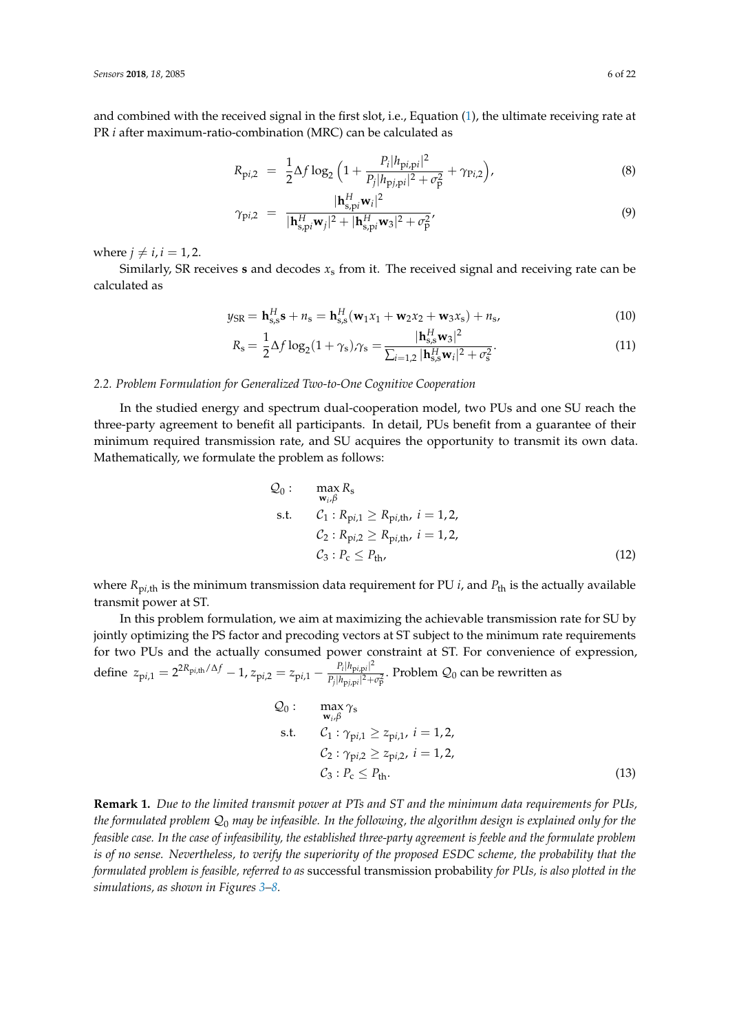and combined with the received signal in the first slot, i.e., Equation (1), the ultimate receiving rate at PR $i$ after maximum-ratio-combination (MRC) can be calculated as

$$
R_{\mathrm{p}i,2} = \frac{1}{2}\Delta f \log_2\Big(1+\frac{P_i|h_{\mathrm{p}i,\mathrm{p}i}|^2}{P_j|h_{\mathrm{p}j,\mathrm{p}i}|^2+\sigma_{\mathrm{p}}^2}+\gamma_{\mathrm{P}i,2}\Big), \tag{8}
$$

$$
\gamma_{\mathrm{p}i,2} = \frac{|\mathbf{h}_{\mathrm{s},\mathrm{p}i}^H\mathbf{w}_i|^2}{|\mathbf{h}_{\mathrm{s},\mathrm{p}i}^H\mathbf{w}_j|^2+|\mathbf{h}_{\mathrm{s},\mathrm{p}i}^H\mathbf{w}_3|^2+\sigma_{\mathrm{p}}^2}, \tag{9}
$$

where $j \neq i, i = 1,2$.

Similarly, SR receives $\mathbf{s}$ and decodes $x_{\mathrm{s}}$ from it. The received signal and receiving rate can be calculated as

$$
y_{\mathrm{SR}} = \mathbf{h}_{\mathrm{s,s}}^H\mathbf{s}+n_{\mathrm{s}} = \mathbf{h}_{\mathrm{s,s}}^H(\mathbf{w}_1x_1+\mathbf{w}_2x_2+\mathbf{w}_3x_{\mathrm{s}})+n_{\mathrm{s}}, \tag{10}
$$

$$
R_{\mathrm{s}} = \frac{1}{2}\Delta f\log_2(1+\gamma_{\mathrm{s}}),\gamma_{\mathrm{s}} = \frac{|\mathbf{h}_{\mathrm{s,s}}^H\mathbf{w}_3|^2}{\sum_{i=1,2}|\mathbf{h}_{\mathrm{s,s}}^H\mathbf{w}_i|^2+\sigma_{\mathrm{s}}^2}. \tag{11}
$$

### *2.2. Problem Formulation for Generalized Two-to-One Cognitive Cooperation*

In the studied energy and spectrum dual-cooperation model, two PUs and one SU reach the three-party agreement to benefit all participants. In detail, PUs benefit from a guarantee of their minimum required transmission rate, and SU acquires the opportunity to transmit its own data. Mathematically, we formulate the problem as follows:

$$
\begin{aligned}
\mathcal{Q}_0: \quad & \max_{\mathbf{w}_i,\beta} R_{\mathrm{s}} \\
\text{s.t.} \quad & \mathcal{C}_1: R_{\mathrm{p}i,1} \geq R_{\mathrm{p}i,\mathrm{th}},\ i=1,2, \\
& \mathcal{C}_2: R_{\mathrm{p}i,2} \geq R_{\mathrm{p}i,\mathrm{th}},\ i=1,2, \\
& \mathcal{C}_3: P_{\mathrm{c}} \leq P_{\mathrm{th}},
\end{aligned} \tag{12}
$$

where $R_{\mathrm{p}i,\mathrm{th}}$ is the minimum transmission data requirement for PU $i$, and $P_{\mathrm{th}}$ is the actually available transmit power at ST.

In this problem formulation, we aim at maximizing the achievable transmission rate for SU by jointly optimizing the PS factor and precoding vectors at ST subject to the minimum rate requirements for two PUs and the actually consumed power constraint at ST. For convenience of expression, define $z_{\mathrm{p}i,1} = 2^{2R_{\mathrm{p}i,\mathrm{th}}/\Delta f}-1$, $z_{\mathrm{p}i,2} = z_{\mathrm{p}i,1}-\frac{P_i|h_{\mathrm{p}i,\mathrm{p}i}|^2}{P_j|h_{\mathrm{p}j,\mathrm{p}i}|^2+\sigma_{\mathrm{p}}^2}$. Problem $\mathcal{Q}_0$ can be rewritten as

$$
\begin{aligned}
\mathcal{Q}_0: \quad & \max_{\mathbf{w}_i,\beta} \gamma_{\mathrm{s}} \\
\text{s.t.} \quad & \mathcal{C}_1: \gamma_{\mathrm{p}i,1} \geq z_{\mathrm{p}i,1},\ i=1,2, \\
& \mathcal{C}_2: \gamma_{\mathrm{p}i,2} \geq z_{\mathrm{p}i,2},\ i=1,2, \\
& \mathcal{C}_3: P_{\mathrm{c}} \leq P_{\mathrm{th}}.
\end{aligned} \tag{13}
$$

**Remark 1.** *Due to the limited transmit power at PTs and ST and the minimum data requirements for PUs, the formulated problem $\mathcal{Q}_0$ may be infeasible. In the following, the algorithm design is explained only for the feasible case. In the case of infeasibility, the established three-party agreement is feeble and the formulate problem is of no sense. Nevertheless, to verify the superiority of the proposed ESDC scheme, the probability that the formulated problem is feasible, referred to as* successful transmission probability *for PUs, is also plotted in the simulations, as shown in Figures 3–8.*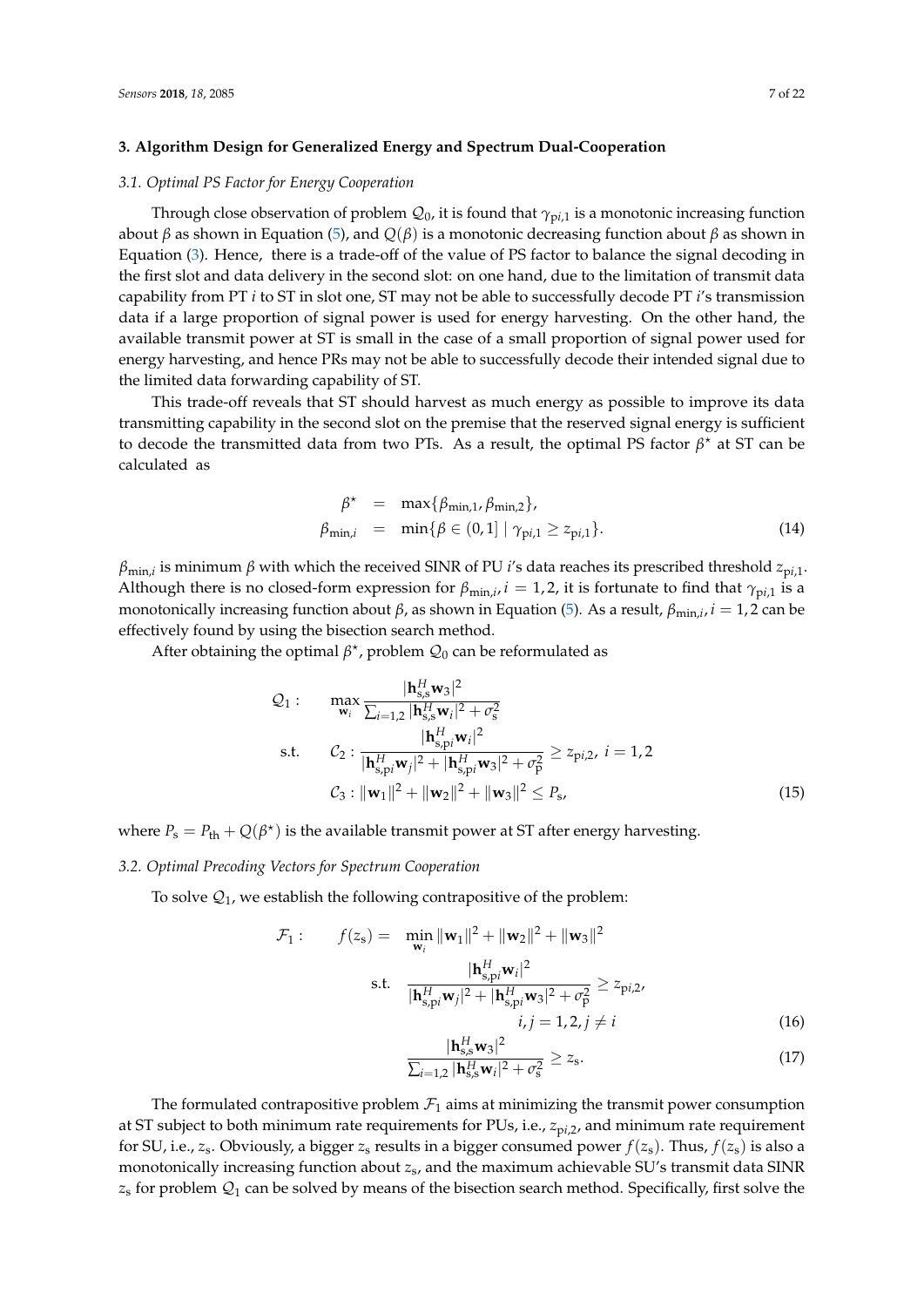## 3. Algorithm Design for Generalized Energy and Spectrum Dual-Cooperation

### 3.1. Optimal PS Factor for Energy Cooperation

Through close observation of problem $\mathcal{Q}_0$, it is found that $\gamma_{\mathrm{p}i,1}$ is a monotonic increasing function about $\beta$ as shown in Equation (5), and $Q(\beta)$ is a monotonic decreasing function about $\beta$ as shown in Equation (3). Hence, there is a trade-off of the value of PS factor to balance the signal decoding in the first slot and data delivery in the second slot: on one hand, due to the limitation of transmit data capability from PT $i$ to ST in slot one, ST may not be able to successfully decode PT $i$'s transmission data if a large proportion of signal power is used for energy harvesting. On the other hand, the available transmit power at ST is small in the case of a small proportion of signal power used for energy harvesting, and hence PRs may not be able to successfully decode their intended signal due to the limited data forwarding capability of ST.

This trade-off reveals that ST should harvest as much energy as possible to improve its data transmitting capability in the second slot on the premise that the reserved signal energy is sufficient to decode the transmitted data from two PTs. As a result, the optimal PS factor $\beta^{\star}$ at ST can be calculated as

$$\begin{aligned}
\beta^{\star} &= \max\{\beta_{\min,1}, \beta_{\min,2}\}, \\
\beta_{\min,i} &= \min\{\beta \in (0,1] \mid \gamma_{\mathrm{p}i,1} \geq z_{\mathrm{p}i,1}\}.
\end{aligned} \tag{14}$$

$\beta_{\min,i}$ is minimum $\beta$ with which the received SINR of PU $i$'s data reaches its prescribed threshold $z_{\mathrm{p}i,1}$. Although there is no closed-form expression for $\beta_{\min,i}, i = 1,2$, it is fortunate to find that $\gamma_{\mathrm{p}i,1}$ is a monotonically increasing function about $\beta$, as shown in Equation (5). As a result, $\beta_{\min,i}, i = 1,2$ can be effectively found by using the bisection search method.

After obtaining the optimal $\beta^{\star}$, problem $\mathcal{Q}_0$ can be reformulated as

$$\begin{aligned}
\mathcal{Q}_1: \quad & \max_{\mathbf{w}_i} \frac{|\mathbf{h}_{\mathrm{s,s}}^H \mathbf{w}_3|^2}{\sum_{i=1,2} |\mathbf{h}_{\mathrm{s,s}}^H \mathbf{w}_i|^2 + \sigma_{\mathrm{s}}^2} \\
\text{s.t.} \quad & \mathcal{C}_2: \frac{|\mathbf{h}_{\mathrm{s,p}i}^H \mathbf{w}_i|^2}{|\mathbf{h}_{\mathrm{s,p}i}^H \mathbf{w}_j|^2 + |\mathbf{h}_{\mathrm{s,p}i}^H \mathbf{w}_3|^2 + \sigma_{\mathrm{p}}^2} \geq z_{\mathrm{p}i,2},\ i = 1,2 \\
& \mathcal{C}_3: \|\mathbf{w}_1\|^2 + \|\mathbf{w}_2\|^2 + \|\mathbf{w}_3\|^2 \leq P_{\mathrm{s}},
\end{aligned} \tag{15}$$

where $P_{\mathrm{s}} = P_{\mathrm{th}} + Q(\beta^{\star})$ is the available transmit power at ST after energy harvesting.

### 3.2. Optimal Precoding Vectors for Spectrum Cooperation

To solve $\mathcal{Q}_1$, we establish the following contrapositive of the problem:

$$\begin{aligned}
\mathcal{F}_1: \quad f(z_{\mathrm{s}}) = \quad & \min_{\mathbf{w}_i} \|\mathbf{w}_1\|^2 + \|\mathbf{w}_2\|^2 + \|\mathbf{w}_3\|^2 \\
\text{s.t.} \quad & \frac{|\mathbf{h}_{\mathrm{s,p}i}^H \mathbf{w}_i|^2}{|\mathbf{h}_{\mathrm{s,p}i}^H \mathbf{w}_j|^2 + |\mathbf{h}_{\mathrm{s,p}i}^H \mathbf{w}_3|^2 + \sigma_{\mathrm{p}}^2} \geq z_{\mathrm{p}i,2}, \\
& \qquad i,j = 1,2, j \neq i
\end{aligned} \tag{16}$$

$$\frac{|\mathbf{h}_{\mathrm{s,s}}^H \mathbf{w}_3|^2}{\sum_{i=1,2} |\mathbf{h}_{\mathrm{s,s}}^H \mathbf{w}_i|^2 + \sigma_{\mathrm{s}}^2} \geq z_{\mathrm{s}}. \tag{17}$$

The formulated contrapositive problem $\mathcal{F}_1$ aims at minimizing the transmit power consumption at ST subject to both minimum rate requirements for PUs, i.e., $z_{\mathrm{p}i,2}$, and minimum rate requirement for SU, i.e., $z_{\mathrm{s}}$. Obviously, a bigger $z_{\mathrm{s}}$ results in a bigger consumed power $f(z_{\mathrm{s}})$. Thus, $f(z_{\mathrm{s}})$ is also a monotonically increasing function about $z_{\mathrm{s}}$, and the maximum achievable SU's transmit data SINR $z_{\mathrm{s}}$ for problem $\mathcal{Q}_1$ can be solved by means of the bisection search method. Specifically, first solve the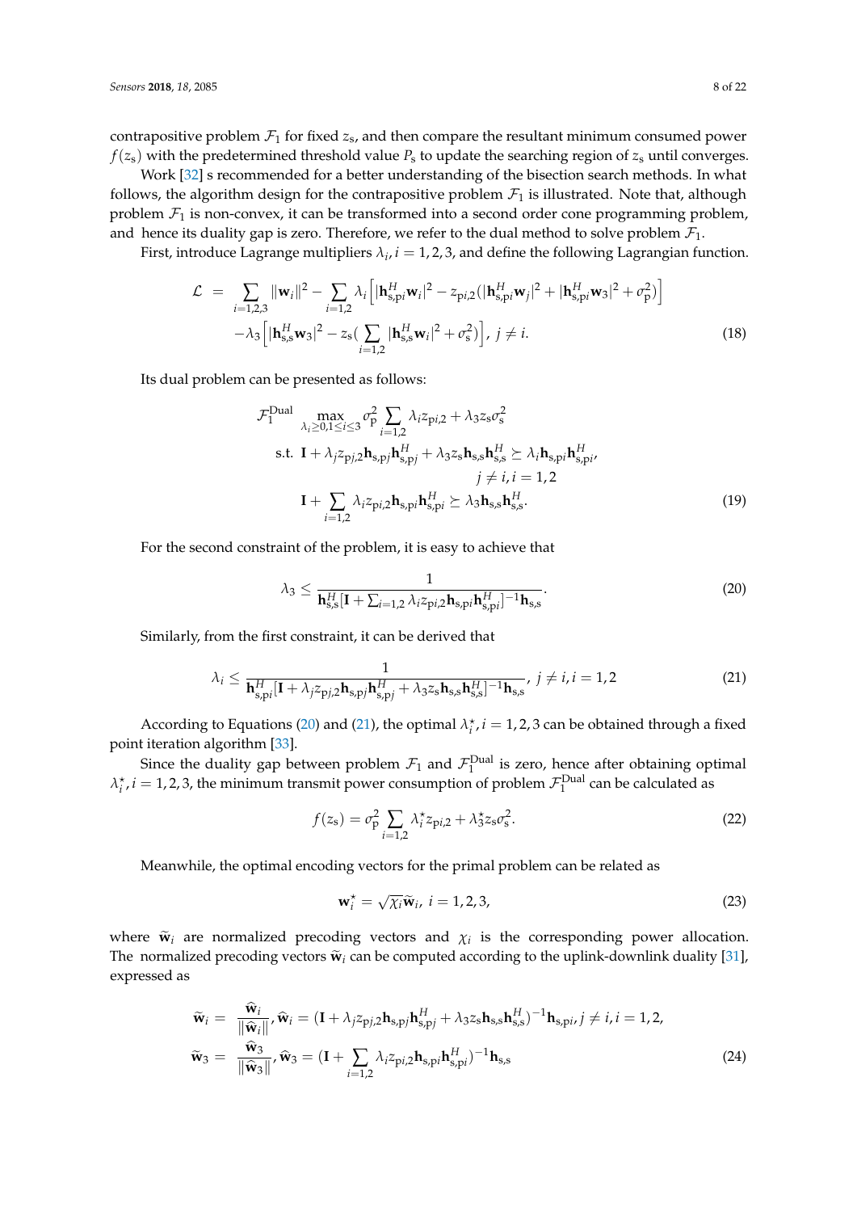contrapositive problem $\mathcal{F}_1$ for fixed $z_\text{s}$, and then compare the resultant minimum consumed power $f(z_\text{s})$ with the predetermined threshold value $P_\text{s}$ to update the searching region of $z_\text{s}$ until converges.

Work [32] s recommended for a better understanding of the bisection search methods. In what follows, the algorithm design for the contrapositive problem $\mathcal{F}_1$ is illustrated. Note that, although problem $\mathcal{F}_1$ is non-convex, it can be transformed into a second order cone programming problem, and hence its duality gap is zero. Therefore, we refer to the dual method to solve problem $\mathcal{F}_1$.

First, introduce Lagrange multipliers $\lambda_i, i = 1,2,3$, and define the following Lagrangian function.

$$
\begin{aligned}
\mathcal{L} \;=\; & \sum_{i=1,2,3} \|\mathbf{w}_i\|^2 - \sum_{i=1,2} \lambda_i \Big[ |\mathbf{h}_{\text{s,p}i}^H \mathbf{w}_i|^2 - z_{\text{p}i,2} ( |\mathbf{h}_{\text{s,p}i}^H \mathbf{w}_j|^2 + |\mathbf{h}_{\text{s,p}i}^H \mathbf{w}_3|^2 + \sigma_\text{p}^2 ) \Big] \\
& - \lambda_3 \Big[ |\mathbf{h}_{\text{s,s}}^H \mathbf{w}_3|^2 - z_\text{s} ( \sum_{i=1,2} |\mathbf{h}_{\text{s,s}}^H \mathbf{w}_i|^2 + \sigma_\text{s}^2 ) \Big], \; j \neq i. 
\end{aligned} \tag{18}
$$

Its dual problem can be presented as follows:

$$
\begin{aligned}
\mathcal{F}_1^{\text{Dual}} \quad & \max_{\lambda_i \geq 0, 1 \leq i \leq 3} \sigma_\text{p}^2 \sum_{i=1,2} \lambda_i z_{\text{p}i,2} + \lambda_3 z_\text{s} \sigma_\text{s}^2 \\
\text{s.t.} \quad & \mathbf{I} + \lambda_j z_{\text{p}j,2} \mathbf{h}_{\text{s,p}j} \mathbf{h}_{\text{s,p}j}^H + \lambda_3 z_\text{s} \mathbf{h}_{\text{s,s}} \mathbf{h}_{\text{s,s}}^H \succeq \lambda_i \mathbf{h}_{\text{s,p}i} \mathbf{h}_{\text{s,p}i}^H, \\
& \qquad j \neq i, i = 1,2 \\
& \mathbf{I} + \sum_{i=1,2} \lambda_i z_{\text{p}i,2} \mathbf{h}_{\text{s,p}i} \mathbf{h}_{\text{s,p}i}^H \succeq \lambda_3 \mathbf{h}_{\text{s,s}} \mathbf{h}_{\text{s,s}}^H.
\end{aligned} \tag{19}
$$

For the second constraint of the problem, it is easy to achieve that

$$
\lambda_3 \leq \frac{1}{\mathbf{h}_{\text{s,s}}^H [\mathbf{I} + \sum_{i=1,2} \lambda_i z_{\text{p}i,2} \mathbf{h}_{\text{s,p}i} \mathbf{h}_{\text{s,p}i}^H]^{-1} \mathbf{h}_{\text{s,s}}}. \tag{20}
$$

Similarly, from the first constraint, it can be derived that

$$
\lambda_i \leq \frac{1}{\mathbf{h}_{\text{s,p}i}^H [\mathbf{I} + \lambda_j z_{\text{p}j,2} \mathbf{h}_{\text{s,p}j} \mathbf{h}_{\text{s,p}j}^H + \lambda_3 z_\text{s} \mathbf{h}_{\text{s,s}} \mathbf{h}_{\text{s,s}}^H]^{-1} \mathbf{h}_{\text{s,s}}}, \; j \neq i, i = 1,2 \tag{21}
$$

According to Equations (20) and (21), the optimal $\lambda_i^\star, i = 1,2,3$ can be obtained through a fixed point iteration algorithm [33].

Since the duality gap between problem $\mathcal{F}_1$ and $\mathcal{F}_1^{\text{Dual}}$ is zero, hence after obtaining optimal $\lambda_i^\star, i = 1,2,3$, the minimum transmit power consumption of problem $\mathcal{F}_1^{\text{Dual}}$ can be calculated as

$$
f(z_\text{s}) = \sigma_\text{p}^2 \sum_{i=1,2} \lambda_i^\star z_{\text{p}i,2} + \lambda_3^\star z_\text{s} \sigma_\text{s}^2. \tag{22}
$$

Meanwhile, the optimal encoding vectors for the primal problem can be related as

$$
\mathbf{w}_i^\star = \sqrt{\chi_i} \widetilde{\mathbf{w}}_i, \; i = 1,2,3, \tag{23}
$$

where $\widetilde{\mathbf{w}}_i$ are normalized precoding vectors and $\chi_i$ is the corresponding power allocation. The normalized precoding vectors $\widetilde{\mathbf{w}}_i$ can be computed according to the uplink-downlink duality [31], expressed as

$$
\begin{aligned}
\widetilde{\mathbf{w}}_i = & \frac{\widehat{\mathbf{w}}_i}{\|\widehat{\mathbf{w}}_i\|}, \widehat{\mathbf{w}}_i = (\mathbf{I} + \lambda_j z_{\text{p}j,2} \mathbf{h}_{\text{s,p}j} \mathbf{h}_{\text{s,p}j}^H + \lambda_3 z_\text{s} \mathbf{h}_{\text{s,s}} \mathbf{h}_{\text{s,s}}^H)^{-1} \mathbf{h}_{\text{s,p}i}, j \neq i, i = 1,2, \\
\widetilde{\mathbf{w}}_3 = & \frac{\widehat{\mathbf{w}}_3}{\|\widehat{\mathbf{w}}_3\|}, \widehat{\mathbf{w}}_3 = (\mathbf{I} + \sum_{i=1,2} \lambda_i z_{\text{p}i,2} \mathbf{h}_{\text{s,p}i} \mathbf{h}_{\text{s,p}i}^H)^{-1} \mathbf{h}_{\text{s,s}}
\end{aligned} \tag{24}
$$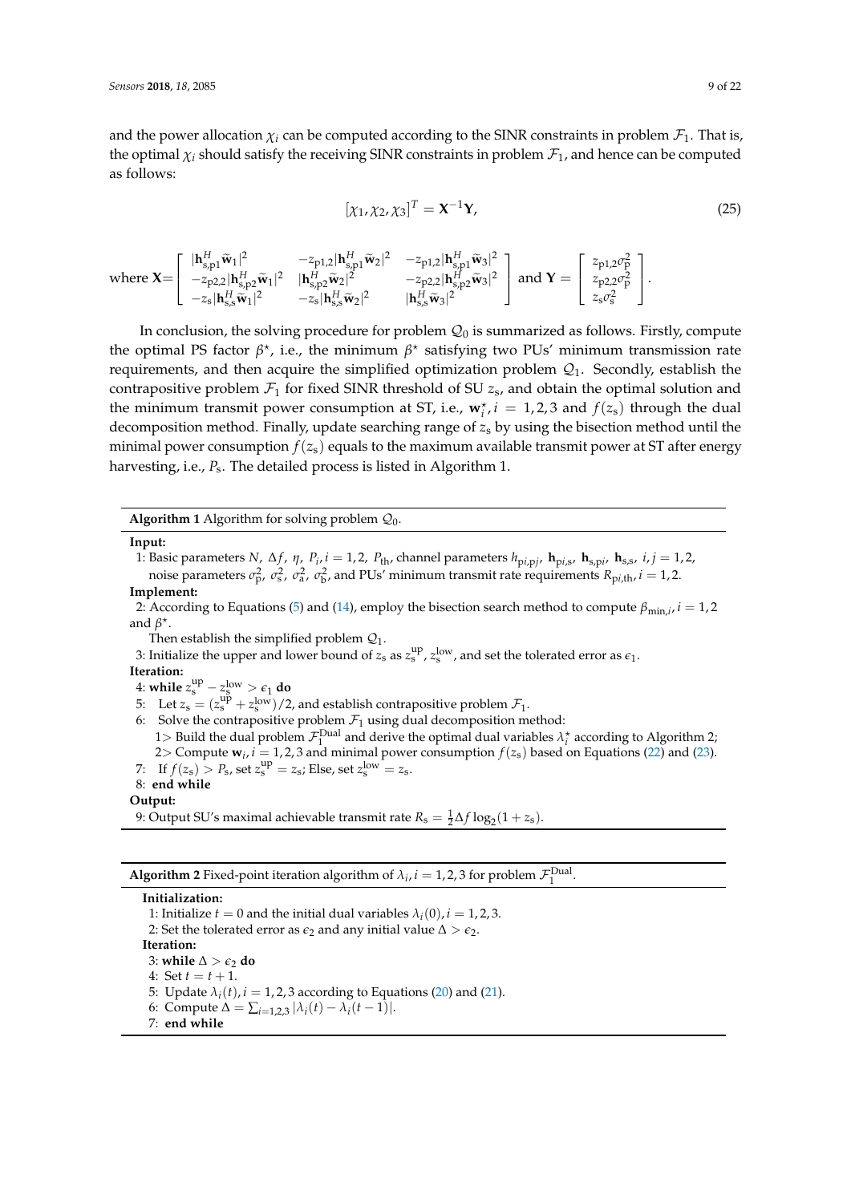and the power allocation $\chi_i$ can be computed according to the SINR constraints in problem $\mathcal{F}_1$. That is, the optimal $\chi_i$ should satisfy the receiving SINR constraints in problem $\mathcal{F}_1$, and hence can be computed as follows:

$$[\chi_1, \chi_2, \chi_3]^T = \mathbf{X}^{-1}\mathbf{Y}, \tag{25}$$

where $\mathbf{X}=\begin{bmatrix} |\mathbf{h}_{\mathrm{s,p1}}^H\widetilde{\mathbf{w}}_1|^2 & -z_{\mathrm{p1,2}}|\mathbf{h}_{\mathrm{s,p1}}^H\widetilde{\mathbf{w}}_2|^2 & -z_{\mathrm{p1,2}}|\mathbf{h}_{\mathrm{s,p1}}^H\widetilde{\mathbf{w}}_3|^2 \\ -z_{\mathrm{p2,2}}|\mathbf{h}_{\mathrm{s,p2}}^H\widetilde{\mathbf{w}}_1|^2 & |\mathbf{h}_{\mathrm{s,p2}}^H\widetilde{\mathbf{w}}_2|^2 & -z_{\mathrm{p2,2}}|\mathbf{h}_{\mathrm{s,p2}}^H\widetilde{\mathbf{w}}_3|^2 \\ -z_{\mathrm{s}}|\mathbf{h}_{\mathrm{s,s}}^H\widetilde{\mathbf{w}}_1|^2 & -z_{\mathrm{s}}|\mathbf{h}_{\mathrm{s,s}}^H\widetilde{\mathbf{w}}_2|^2 & |\mathbf{h}_{\mathrm{s,s}}^H\widetilde{\mathbf{w}}_3|^2 \end{bmatrix}$ and $\mathbf{Y} = \begin{bmatrix} z_{\mathrm{p1,2}}\sigma_{\mathrm{p}}^2 \\ z_{\mathrm{p2,2}}\sigma_{\mathrm{p}}^2 \\ z_{\mathrm{s}}\sigma_{\mathrm{s}}^2 \end{bmatrix}$.

In conclusion, the solving procedure for problem $\mathcal{Q}_0$ is summarized as follows. Firstly, compute the optimal PS factor $\beta^\star$, i.e., the minimum $\beta^\star$ satisfying two PUs' minimum transmission rate requirements, and then acquire the simplified optimization problem $\mathcal{Q}_1$. Secondly, establish the contrapositive problem $\mathcal{F}_1$ for fixed SINR threshold of SU $z_{\mathrm{s}}$, and obtain the optimal solution and the minimum transmit power consumption at ST, i.e., $\mathbf{w}_i^\star, i = 1,2,3$ and $f(z_{\mathrm{s}})$ through the dual decomposition method. Finally, update searching range of $z_{\mathrm{s}}$ by using the bisection method until the minimal power consumption $f(z_{\mathrm{s}})$ equals to the maximum available transmit power at ST after energy harvesting, i.e., $P_{\mathrm{s}}$. The detailed process is listed in Algorithm 1.

---

**Algorithm 1** Algorithm for solving problem $\mathcal{Q}_0$.

---

**Input:**

1: Basic parameters $N$, $\Delta f$, $\eta$, $P_i, i = 1,2$, $P_{\mathrm{th}}$, channel parameters $h_{\mathrm{p}i,\mathrm{p}j}$, $\mathbf{h}_{\mathrm{p}i,\mathrm{s}}$, $\mathbf{h}_{\mathrm{s,p}i}$, $\mathbf{h}_{\mathrm{s,s}}$, $i, j = 1,2$, noise parameters $\sigma_{\mathrm{p}}^2$, $\sigma_{\mathrm{s}}^2$, $\sigma_{\mathrm{a}}^2$, $\sigma_{\mathrm{b}}^2$, and PUs' minimum transmit rate requirements $R_{\mathrm{p}i,\mathrm{th}}, i = 1,2$.

**Implement:**

2: According to Equations (5) and (14), employ the bisection search method to compute $\beta_{\min,i}, i = 1,2$ and $\beta^\star$.
  Then establish the simplified problem $\mathcal{Q}_1$.

3: Initialize the upper and lower bound of $z_{\mathrm{s}}$ as $z_{\mathrm{s}}^{\mathrm{up}}$, $z_{\mathrm{s}}^{\mathrm{low}}$, and set the tolerated error as $\epsilon_1$.

**Iteration:**

4: **while** $z_{\mathrm{s}}^{\mathrm{up}} - z_{\mathrm{s}}^{\mathrm{low}} > \epsilon_1$ **do**

5: Let $z_{\mathrm{s}} = (z_{\mathrm{s}}^{\mathrm{up}} + z_{\mathrm{s}}^{\mathrm{low}})/2$, and establish contrapositive problem $\mathcal{F}_1$.

6: Solve the contrapositive problem $\mathcal{F}_1$ using dual decomposition method:
  1> Build the dual problem $\mathcal{F}_1^{\mathrm{Dual}}$ and derive the optimal dual variables $\lambda_i^\star$ according to Algorithm 2;
  2> Compute $\mathbf{w}_i, i = 1,2,3$ and minimal power consumption $f(z_{\mathrm{s}})$ based on Equations (22) and (23).

7: If $f(z_{\mathrm{s}}) > P_{\mathrm{s}}$, set $z_{\mathrm{s}}^{\mathrm{up}} = z_{\mathrm{s}}$; Else, set $z_{\mathrm{s}}^{\mathrm{low}} = z_{\mathrm{s}}$.

8: **end while**

**Output:**

9: Output SU's maximal achievable transmit rate $R_{\mathrm{s}} = \frac{1}{2}\Delta f \log_2(1 + z_{\mathrm{s}})$.

---

**Algorithm 2** Fixed-point iteration algorithm of $\lambda_i, i = 1,2,3$ for problem $\mathcal{F}_1^{\mathrm{Dual}}$.

---

**Initialization:**

1: Initialize $t = 0$ and the initial dual variables $\lambda_i(0), i = 1,2,3$.

2: Set the tolerated error as $\epsilon_2$ and any initial value $\Delta > \epsilon_2$.

**Iteration:**

3: **while** $\Delta > \epsilon_2$ **do**

4: Set $t = t + 1$.

5: Update $\lambda_i(t), i = 1,2,3$ according to Equations (20) and (21).

6: Compute $\Delta = \sum_{i=1,2,3} |\lambda_i(t) - \lambda_i(t-1)|$.

7: **end while**

---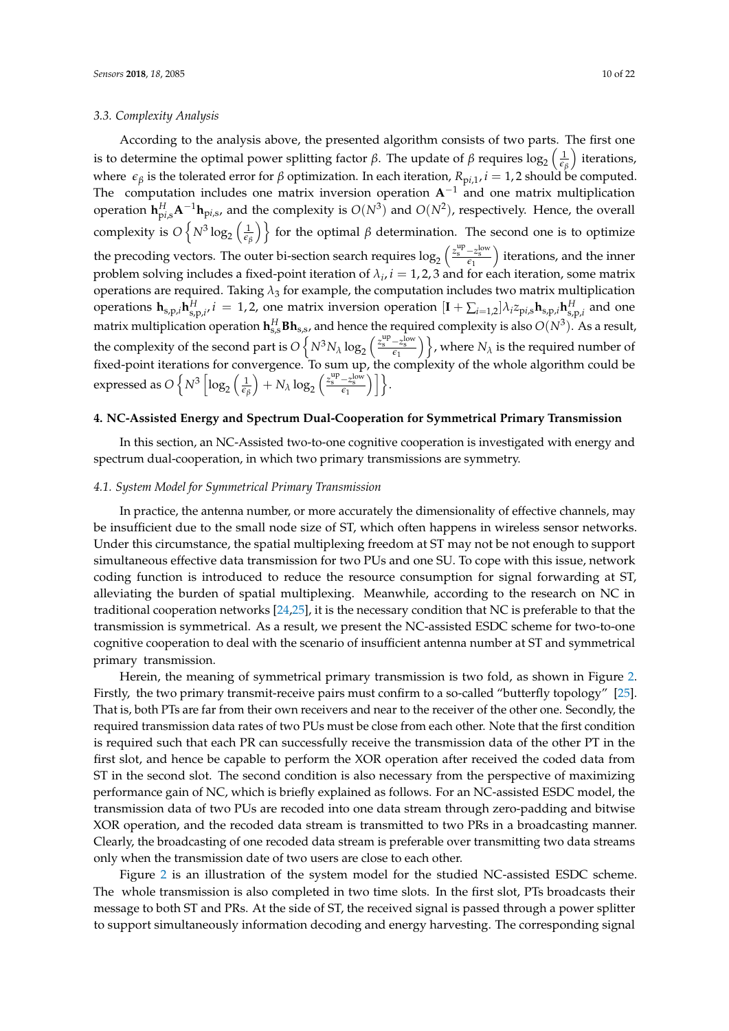### 3.3. Complexity Analysis

According to the analysis above, the presented algorithm consists of two parts. The first one is to determine the optimal power splitting factor $\beta$. The update of $\beta$ requires $\log_2\left(\frac{1}{\epsilon_\beta}\right)$ iterations, where $\epsilon_\beta$ is the tolerated error for $\beta$ optimization. In each iteration, $R_{\mathrm{p}i,1}, i = 1,2$ should be computed. The computation includes one matrix inversion operation $\mathbf{A}^{-1}$ and one matrix multiplication operation $\mathbf{h}_{\mathrm{p}i,\mathrm{s}}^H \mathbf{A}^{-1} \mathbf{h}_{\mathrm{p}i,\mathrm{s}}$, and the complexity is $O(N^3)$ and $O(N^2)$, respectively. Hence, the overall complexity is $O\left\{N^3 \log_2\left(\frac{1}{\epsilon_\beta}\right)\right\}$ for the optimal $\beta$ determination. The second one is to optimize the precoding vectors. The outer bi-section search requires $\log_2\left(\frac{z_\mathrm{s}^{\mathrm{up}} - z_\mathrm{s}^{\mathrm{low}}}{\epsilon_1}\right)$ iterations, and the inner problem solving includes a fixed-point iteration of $\lambda_i, i = 1,2,3$ and for each iteration, some matrix operations are required. Taking $\lambda_3$ for example, the computation includes two matrix multiplication operations $\mathbf{h}_{\mathrm{s,p},i} \mathbf{h}_{\mathrm{s,p},i}^H, i = 1,2$, one matrix inversion operation $[\mathbf{I} + \sum_{i=1,2}] \lambda_i z_{\mathrm{p}i,\mathrm{s}} \mathbf{h}_{\mathrm{s,p},i} \mathbf{h}_{\mathrm{s,p},i}^H$ and one matrix multiplication operation $\mathbf{h}_{\mathrm{s,s}}^H \mathbf{B} \mathbf{h}_{\mathrm{s,s}}$, and hence the required complexity is also $O(N^3)$. As a result, the complexity of the second part is $O\left\{N^3 N_\lambda \log_2\left(\frac{z_\mathrm{s}^{\mathrm{up}} - z_\mathrm{s}^{\mathrm{low}}}{\epsilon_1}\right)\right\}$, where $N_\lambda$ is the required number of fixed-point iterations for convergence. To sum up, the complexity of the whole algorithm could be expressed as $O\left\{N^3 \left[\log_2\left(\frac{1}{\epsilon_\beta}\right) + N_\lambda \log_2\left(\frac{z_\mathrm{s}^{\mathrm{up}} - z_\mathrm{s}^{\mathrm{low}}}{\epsilon_1}\right)\right]\right\}$.

## 4. NC-Assisted Energy and Spectrum Dual-Cooperation for Symmetrical Primary Transmission

In this section, an NC-Assisted two-to-one cognitive cooperation is investigated with energy and spectrum dual-cooperation, in which two primary transmissions are symmetry.

### 4.1. System Model for Symmetrical Primary Transmission

In practice, the antenna number, or more accurately the dimensionality of effective channels, may be insufficient due to the small node size of ST, which often happens in wireless sensor networks. Under this circumstance, the spatial multiplexing freedom at ST may not be not enough to support simultaneous effective data transmission for two PUs and one SU. To cope with this issue, network coding function is introduced to reduce the resource consumption for signal forwarding at ST, alleviating the burden of spatial multiplexing. Meanwhile, according to the research on NC in traditional cooperation networks [24,25], it is the necessary condition that NC is preferable to that the transmission is symmetrical. As a result, we present the NC-assisted ESDC scheme for two-to-one cognitive cooperation to deal with the scenario of insufficient antenna number at ST and symmetrical primary transmission.

Herein, the meaning of symmetrical primary transmission is two fold, as shown in Figure 2. Firstly, the two primary transmit-receive pairs must confirm to a so-called "butterfly topology" [25]. That is, both PTs are far from their own receivers and near to the receiver of the other one. Secondly, the required transmission data rates of two PUs must be close from each other. Note that the first condition is required such that each PR can successfully receive the transmission data of the other PT in the first slot, and hence be capable to perform the XOR operation after received the coded data from ST in the second slot. The second condition is also necessary from the perspective of maximizing performance gain of NC, which is briefly explained as follows. For an NC-assisted ESDC model, the transmission data of two PUs are recoded into one data stream through zero-padding and bitwise XOR operation, and the recoded data stream is transmitted to two PRs in a broadcasting manner. Clearly, the broadcasting of one recoded data stream is preferable over transmitting two data streams only when the transmission date of two users are close to each other.

Figure 2 is an illustration of the system model for the studied NC-assisted ESDC scheme. The whole transmission is also completed in two time slots. In the first slot, PTs broadcasts their message to both ST and PRs. At the side of ST, the received signal is passed through a power splitter to support simultaneously information decoding and energy harvesting. The corresponding signal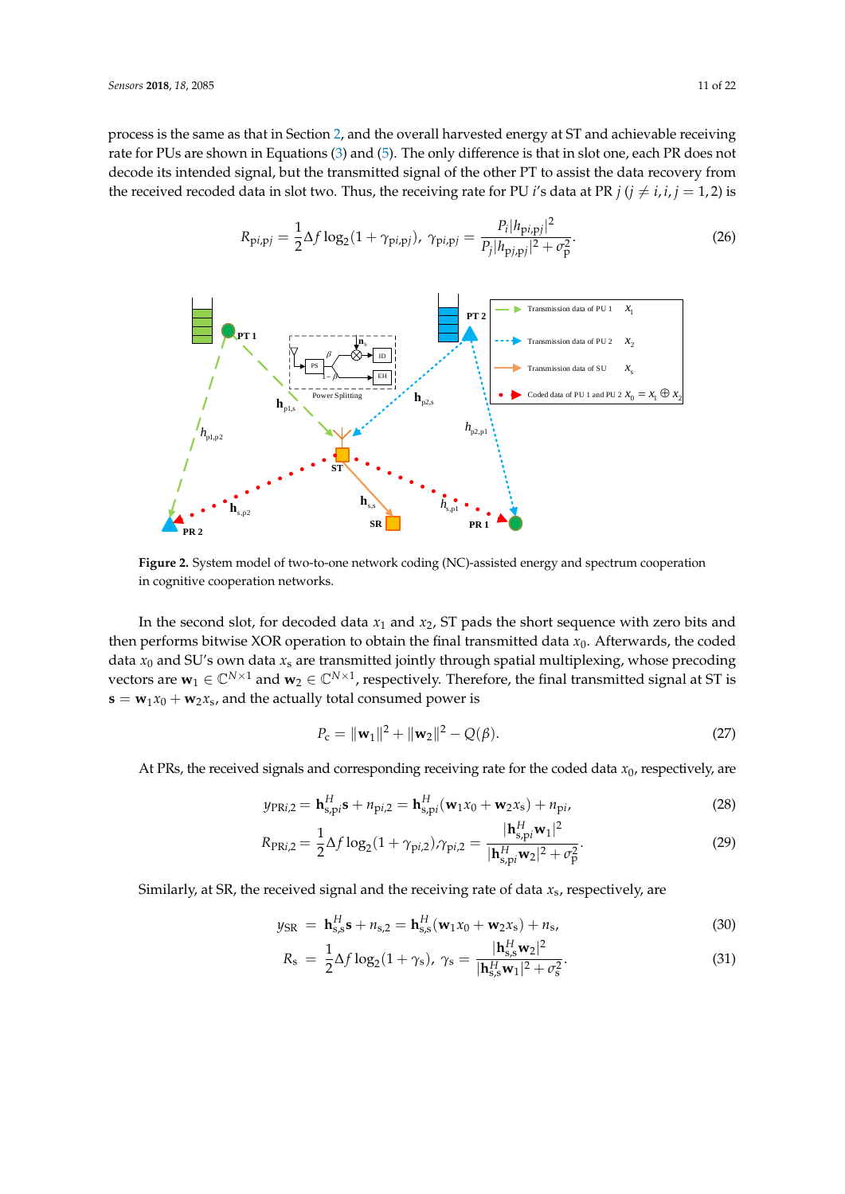process is the same as that in Section 2, and the overall harvested energy at ST and achievable receiving rate for PUs are shown in Equations (3) and (5). The only difference is that in slot one, each PR does not decode its intended signal, but the transmitted signal of the other PT to assist the data recovery from the received recoded data in slot two. Thus, the receiving rate for PU $i$'s data at PR $j$ ($j \neq i, i, j = 1, 2$) is

$$R_{\mathrm{p}i,\mathrm{p}j} = \frac{1}{2}\Delta f \log_2(1 + \gamma_{\mathrm{p}i,\mathrm{p}j}),\ \gamma_{\mathrm{p}i,\mathrm{p}j} = \frac{P_i |h_{\mathrm{p}i,\mathrm{p}j}|^2}{P_j |h_{\mathrm{p}j,\mathrm{p}j}|^2 + \sigma_{\mathrm{p}}^2}. \tag{26}$$

Figure 2. System model of two-to-one network coding (NC)-assisted energy and spectrum cooperation in cognitive cooperation networks.

In the second slot, for decoded data $x_1$ and $x_2$, ST pads the short sequence with zero bits and then performs bitwise XOR operation to obtain the final transmitted data $x_0$. Afterwards, the coded data $x_0$ and SU's own data $x_{\mathrm{s}}$ are transmitted jointly through spatial multiplexing, whose precoding vectors are $\mathbf{w}_1 \in \mathbb{C}^{N\times 1}$ and $\mathbf{w}_2 \in \mathbb{C}^{N\times 1}$, respectively. Therefore, the final transmitted signal at ST is $\mathbf{s} = \mathbf{w}_1 x_0 + \mathbf{w}_2 x_{\mathrm{s}}$, and the actually total consumed power is

$$P_{\mathrm{c}} = \|\mathbf{w}_1\|^2 + \|\mathbf{w}_2\|^2 - Q(\beta). \tag{27}$$

At PRs, the received signals and corresponding receiving rate for the coded data $x_0$, respectively, are

$$y_{\mathrm{PR}i,2} = \mathbf{h}_{\mathrm{s,p}i}^H \mathbf{s} + n_{\mathrm{p}i,2} = \mathbf{h}_{\mathrm{s,p}i}^H(\mathbf{w}_1 x_0 + \mathbf{w}_2 x_{\mathrm{s}}) + n_{\mathrm{p}i}, \tag{28}$$

$$R_{\mathrm{PR}i,2} = \frac{1}{2}\Delta f \log_2(1 + \gamma_{\mathrm{p}i,2}), \gamma_{\mathrm{p}i,2} = \frac{|\mathbf{h}_{\mathrm{s,p}i}^H \mathbf{w}_1|^2}{|\mathbf{h}_{\mathrm{s,p}i}^H \mathbf{w}_2|^2 + \sigma_{\mathrm{p}}^2}. \tag{29}$$

Similarly, at SR, the received signal and the receiving rate of data $x_{\mathrm{s}}$, respectively, are

$$y_{\mathrm{SR}} = \mathbf{h}_{\mathrm{s,s}}^H \mathbf{s} + n_{\mathrm{s},2} = \mathbf{h}_{\mathrm{s,s}}^H(\mathbf{w}_1 x_0 + \mathbf{w}_2 x_{\mathrm{s}}) + n_{\mathrm{s}}, \tag{30}$$

$$R_{\mathrm{s}} = \frac{1}{2}\Delta f \log_2(1 + \gamma_{\mathrm{s}}),\ \gamma_{\mathrm{s}} = \frac{|\mathbf{h}_{\mathrm{s,s}}^H \mathbf{w}_2|^2}{|\mathbf{h}_{\mathrm{s,s}}^H \mathbf{w}_1|^2 + \sigma_{\mathrm{s}}^2}. \tag{31}$$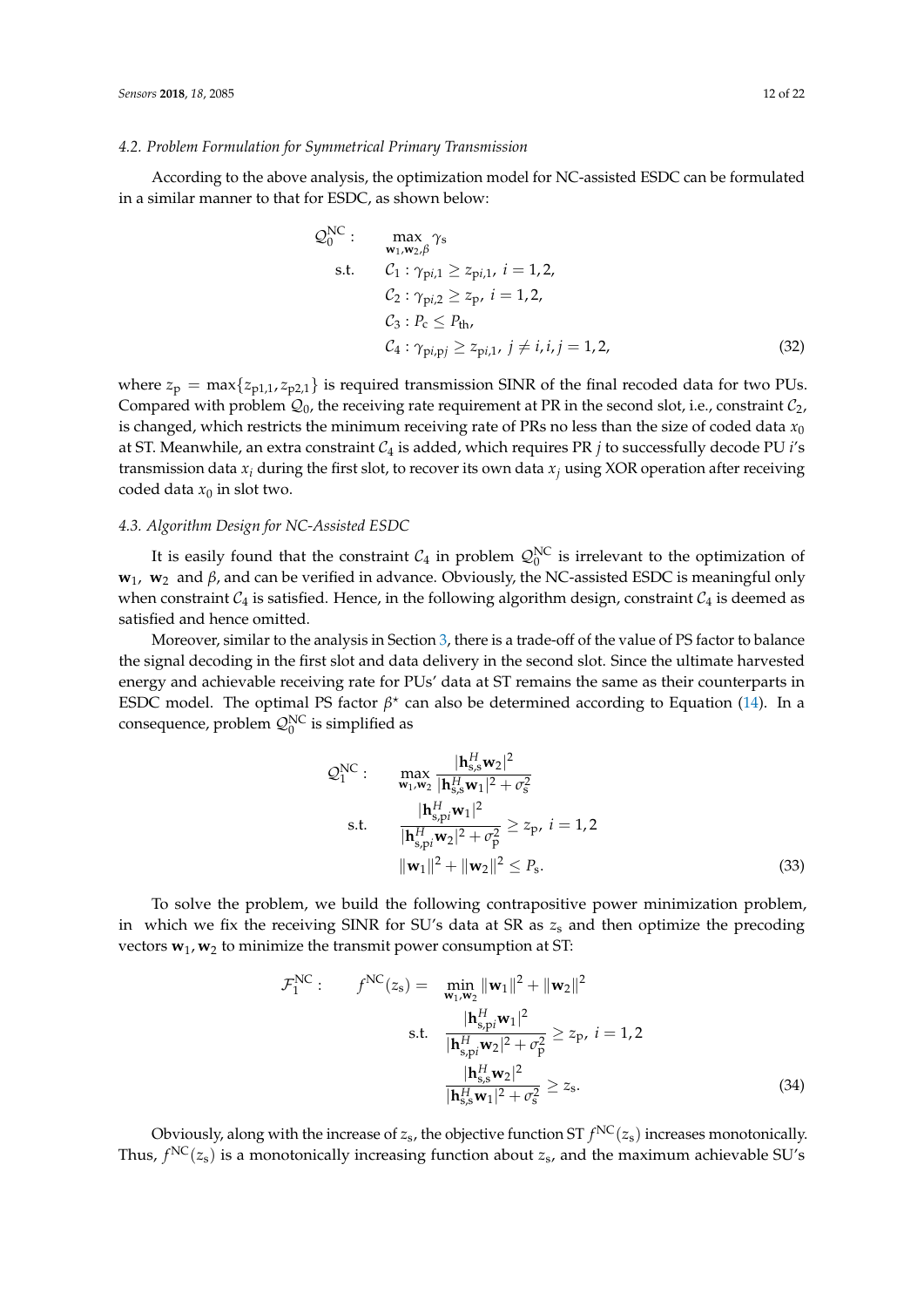### 4.2. Problem Formulation for Symmetrical Primary Transmission

According to the above analysis, the optimization model for NC-assisted ESDC can be formulated in a similar manner to that for ESDC, as shown below:

$$
\begin{aligned}
\mathcal{Q}_0^{\mathrm{NC}}: \quad & \max_{\mathbf{w}_1, \mathbf{w}_2, \beta} \gamma_{\mathrm{s}} \\
\text{s.t.} \quad & \mathcal{C}_1: \gamma_{\mathrm{p}i,1} \geq z_{\mathrm{p}i,1},\ i = 1, 2, \\
& \mathcal{C}_2: \gamma_{\mathrm{p}i,2} \geq z_{\mathrm{p}},\ i = 1, 2, \\
& \mathcal{C}_3: P_{\mathrm{c}} \leq P_{\mathrm{th}}, \\
& \mathcal{C}_4: \gamma_{\mathrm{p}i,\mathrm{p}j} \geq z_{\mathrm{p}i,1},\ j \neq i, i, j = 1, 2,
\end{aligned} \tag{32}
$$

where $z_{\mathrm{p}} = \max\{z_{\mathrm{p}1,1}, z_{\mathrm{p}2,1}\}$ is required transmission SINR of the final recoded data for two PUs. Compared with problem $\mathcal{Q}_0$, the receiving rate requirement at PR in the second slot, i.e., constraint $\mathcal{C}_2$, is changed, which restricts the minimum receiving rate of PRs no less than the size of coded data $x_0$ at ST. Meanwhile, an extra constraint $\mathcal{C}_4$ is added, which requires PR $j$ to successfully decode PU $i$'s transmission data $x_i$ during the first slot, to recover its own data $x_j$ using XOR operation after receiving coded data $x_0$ in slot two.

### 4.3. Algorithm Design for NC-Assisted ESDC

It is easily found that the constraint $\mathcal{C}_4$ in problem $\mathcal{Q}_0^{\mathrm{NC}}$ is irrelevant to the optimization of $\mathbf{w}_1$, $\mathbf{w}_2$ and $\beta$, and can be verified in advance. Obviously, the NC-assisted ESDC is meaningful only when constraint $\mathcal{C}_4$ is satisfied. Hence, in the following algorithm design, constraint $\mathcal{C}_4$ is deemed as satisfied and hence omitted.

Moreover, similar to the analysis in Section 3, there is a trade-off of the value of PS factor to balance the signal decoding in the first slot and data delivery in the second slot. Since the ultimate harvested energy and achievable receiving rate for PUs' data at ST remains the same as their counterparts in ESDC model. The optimal PS factor $\beta^\star$ can also be determined according to Equation (14). In a consequence, problem $\mathcal{Q}_0^{\mathrm{NC}}$ is simplified as

$$
\begin{aligned}
\mathcal{Q}_1^{\mathrm{NC}}: \quad & \max_{\mathbf{w}_1, \mathbf{w}_2} \frac{|\mathbf{h}_{\mathrm{s,s}}^H \mathbf{w}_2|^2}{|\mathbf{h}_{\mathrm{s,s}}^H \mathbf{w}_1|^2 + \sigma_{\mathrm{s}}^2} \\
\text{s.t.} \quad & \frac{|\mathbf{h}_{\mathrm{s,p}i}^H \mathbf{w}_1|^2}{|\mathbf{h}_{\mathrm{s,p}i}^H \mathbf{w}_2|^2 + \sigma_{\mathrm{p}}^2} \geq z_{\mathrm{p}},\ i = 1, 2 \\
& \|\mathbf{w}_1\|^2 + \|\mathbf{w}_2\|^2 \leq P_{\mathrm{s}}.
\end{aligned} \tag{33}
$$

To solve the problem, we build the following contrapositive power minimization problem, in which we fix the receiving SINR for SU's data at SR as $z_{\mathrm{s}}$ and then optimize the precoding vectors $\mathbf{w}_1, \mathbf{w}_2$ to minimize the transmit power consumption at ST:

$$
\begin{aligned}
\mathcal{F}_1^{\mathrm{NC}}: \quad f^{\mathrm{NC}}(z_{\mathrm{s}}) = \quad & \min_{\mathbf{w}_1, \mathbf{w}_2} \|\mathbf{w}_1\|^2 + \|\mathbf{w}_2\|^2 \\
\text{s.t.} \quad & \frac{|\mathbf{h}_{\mathrm{s,p}i}^H \mathbf{w}_1|^2}{|\mathbf{h}_{\mathrm{s,p}i}^H \mathbf{w}_2|^2 + \sigma_{\mathrm{p}}^2} \geq z_{\mathrm{p}},\ i = 1, 2 \\
& \frac{|\mathbf{h}_{\mathrm{s,s}}^H \mathbf{w}_2|^2}{|\mathbf{h}_{\mathrm{s,s}}^H \mathbf{w}_1|^2 + \sigma_{\mathrm{s}}^2} \geq z_{\mathrm{s}}.
\end{aligned} \tag{34}
$$

Obviously, along with the increase of $z_{\mathrm{s}}$, the objective function ST $f^{\mathrm{NC}}(z_{\mathrm{s}})$ increases monotonically. Thus, $f^{\mathrm{NC}}(z_{\mathrm{s}})$ is a monotonically increasing function about $z_{\mathrm{s}}$, and the maximum achievable SU's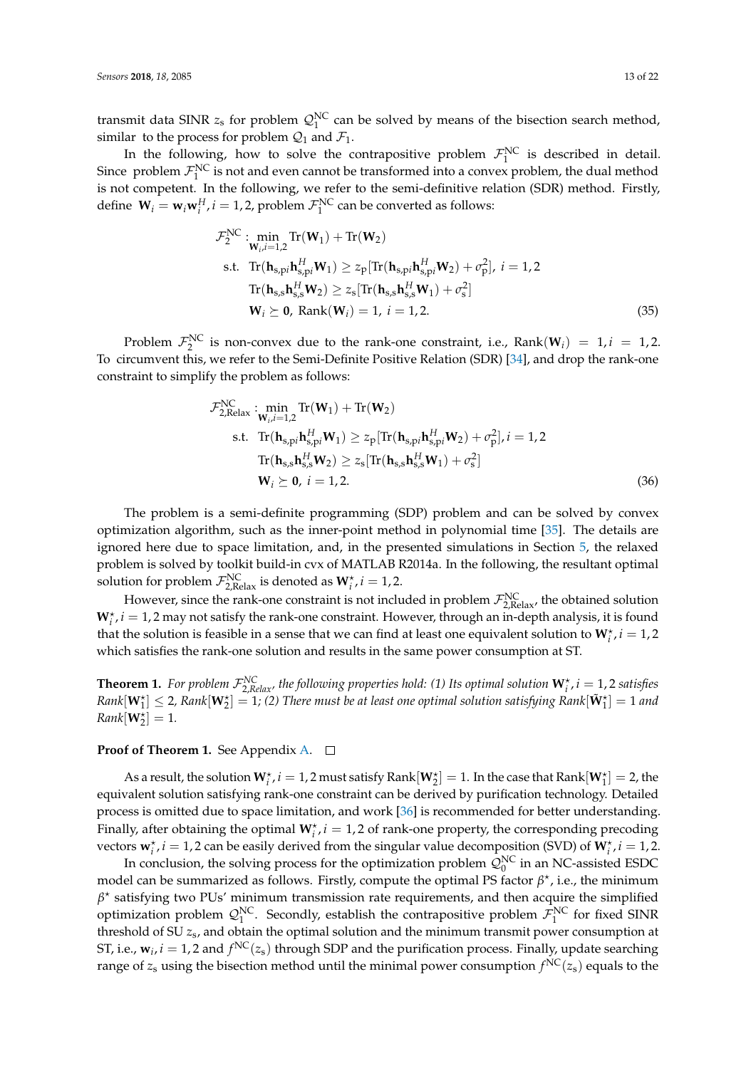transmit data SINR $z_s$ for problem $\mathcal{Q}_1^{\text{NC}}$ can be solved by means of the bisection search method, similar to the process for problem $\mathcal{Q}_1$ and $\mathcal{F}_1$.

In the following, how to solve the contrapositive problem $\mathcal{F}_1^{\text{NC}}$ is described in detail. Since problem $\mathcal{F}_1^{\text{NC}}$ is not and even cannot be transformed into a convex problem, the dual method is not competent. In the following, we refer to the semi-definitive relation (SDR) method. Firstly, define $\mathbf{W}_i = \mathbf{w}_i\mathbf{w}_i^H, i = 1,2$, problem $\mathcal{F}_1^{\text{NC}}$ can be converted as follows:

$$
\begin{aligned}
\mathcal{F}_2^{\text{NC}} : \min_{\mathbf{W}_i, i=1,2} \ & \text{Tr}(\mathbf{W}_1) + \text{Tr}(\mathbf{W}_2) \\
\text{s.t.} \ & \text{Tr}(\mathbf{h}_{\text{s,p}i}\mathbf{h}_{\text{s,p}i}^H\mathbf{W}_1) \geq z_{\text{p}}[\text{Tr}(\mathbf{h}_{\text{s,p}i}\mathbf{h}_{\text{s,p}i}^H\mathbf{W}_2) + \sigma_{\text{p}}^2], \ i = 1,2 \\
& \text{Tr}(\mathbf{h}_{\text{s,s}}\mathbf{h}_{\text{s,s}}^H\mathbf{W}_2) \geq z_{\text{s}}[\text{Tr}(\mathbf{h}_{\text{s,s}}\mathbf{h}_{\text{s,s}}^H\mathbf{W}_1) + \sigma_{\text{s}}^2] \\
& \mathbf{W}_i \succeq \mathbf{0}, \ \text{Rank}(\mathbf{W}_i) = 1, \ i = 1,2.
\end{aligned} \tag{35}
$$

Problem $\mathcal{F}_2^{\text{NC}}$ is non-convex due to the rank-one constraint, i.e., $\text{Rank}(\mathbf{W}_i) = 1, i = 1,2$. To circumvent this, we refer to the Semi-Definite Positive Relation (SDR) [34], and drop the rank-one constraint to simplify the problem as follows:

$$
\begin{aligned}
\mathcal{F}_{2,\text{Relax}}^{\text{NC}} : \min_{\mathbf{W}_i, i=1,2} \ & \text{Tr}(\mathbf{W}_1) + \text{Tr}(\mathbf{W}_2) \\
\text{s.t.} \ & \text{Tr}(\mathbf{h}_{\text{s,p}i}\mathbf{h}_{\text{s,p}i}^H\mathbf{W}_1) \geq z_{\text{p}}[\text{Tr}(\mathbf{h}_{\text{s,p}i}\mathbf{h}_{\text{s,p}i}^H\mathbf{W}_2) + \sigma_{\text{p}}^2], i = 1,2 \\
& \text{Tr}(\mathbf{h}_{\text{s,s}}\mathbf{h}_{\text{s,s}}^H\mathbf{W}_2) \geq z_{\text{s}}[\text{Tr}(\mathbf{h}_{\text{s,s}}\mathbf{h}_{\text{s,s}}^H\mathbf{W}_1) + \sigma_{\text{s}}^2] \\
& \mathbf{W}_i \succeq \mathbf{0}, \ i = 1,2.
\end{aligned} \tag{36}
$$

The problem is a semi-definite programming (SDP) problem and can be solved by convex optimization algorithm, such as the inner-point method in polynomial time [35]. The details are ignored here due to space limitation, and, in the presented simulations in Section 5, the relaxed problem is solved by toolkit build-in cvx of MATLAB R2014a. In the following, the resultant optimal solution for problem $\mathcal{F}_{2,\text{Relax}}^{\text{NC}}$ is denoted as $\mathbf{W}_i^\star, i = 1,2$.

However, since the rank-one constraint is not included in problem $\mathcal{F}_{2,\text{Relax}}^{\text{NC}}$, the obtained solution $\mathbf{W}_i^\star, i = 1,2$ may not satisfy the rank-one constraint. However, through an in-depth analysis, it is found that the solution is feasible in a sense that we can find at least one equivalent solution to $\mathbf{W}_i^\star, i = 1,2$ which satisfies the rank-one solution and results in the same power consumption at ST.

**Theorem 1.** *For problem $\mathcal{F}_{2,Relax}^{NC}$, the following properties hold: (1) Its optimal solution $\mathbf{W}_i^\star, i = 1,2$ satisfies $Rank[\mathbf{W}_1^\star] \leq 2$, $Rank[\mathbf{W}_2^\star] = 1$; (2) There must be at least one optimal solution satisfying $Rank[\tilde{\mathbf{W}}_1^\star] = 1$ and $Rank[\mathbf{W}_2^\star] = 1$.*

**Proof of Theorem 1.** See Appendix A. □

As a result, the solution $\mathbf{W}_i^\star, i = 1,2$ must satisfy $\text{Rank}[\mathbf{W}_2^\star] = 1$. In the case that $\text{Rank}[\mathbf{W}_1^\star] = 2$, the equivalent solution satisfying rank-one constraint can be derived by purification technology. Detailed process is omitted due to space limitation, and work [36] is recommended for better understanding. Finally, after obtaining the optimal $\mathbf{W}_i^\star, i = 1,2$ of rank-one property, the corresponding precoding vectors $\mathbf{w}_i^\star, i = 1,2$ can be easily derived from the singular value decomposition (SVD) of $\mathbf{W}_i^\star, i = 1,2$.

In conclusion, the solving process for the optimization problem $\mathcal{Q}_0^{\text{NC}}$ in an NC-assisted ESDC model can be summarized as follows. Firstly, compute the optimal PS factor $\beta^\star$, i.e., the minimum $\beta^\star$ satisfying two PUs' minimum transmission rate requirements, and then acquire the simplified optimization problem $\mathcal{Q}_1^{\text{NC}}$. Secondly, establish the contrapositive problem $\mathcal{F}_1^{\text{NC}}$ for fixed SINR threshold of SU $z_s$, and obtain the optimal solution and the minimum transmit power consumption at ST, i.e., $\mathbf{w}_i, i = 1,2$ and $f^{\text{NC}}(z_s)$ through SDP and the purification process. Finally, update searching range of $z_s$ using the bisection method until the minimal power consumption $f^{\text{NC}}(z_s)$ equals to the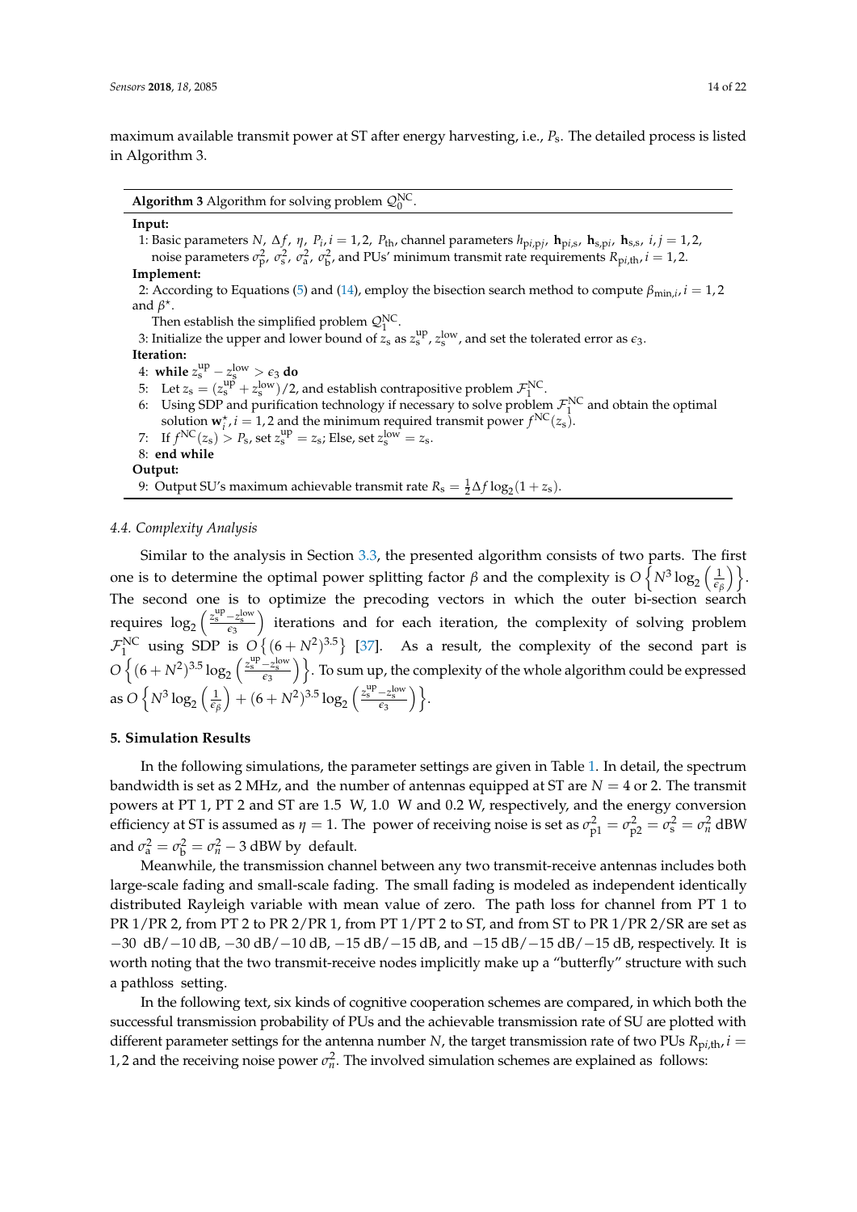maximum available transmit power at ST after energy harvesting, i.e., $P_s$. The detailed process is listed in Algorithm 3.

---

**Algorithm 3** Algorithm for solving problem $\mathcal{Q}_0^{\mathrm{NC}}$.

---

**Input:**

1: Basic parameters $N$, $\Delta f$, $\eta$, $P_i, i = 1,2$, $P_{\mathrm{th}}$, channel parameters $h_{\mathrm{p}i,\mathrm{p}j}$, $\mathbf{h}_{\mathrm{p}i,\mathrm{s}}$, $\mathbf{h}_{\mathrm{s},\mathrm{p}i}$, $\mathbf{h}_{\mathrm{s},\mathrm{s}}$, $i,j = 1,2$, noise parameters $\sigma_{\mathrm{p}}^2$, $\sigma_{\mathrm{s}}^2$, $\sigma_{\mathrm{a}}^2$, $\sigma_{\mathrm{b}}^2$, and PUs' minimum transmit rate requirements $R_{\mathrm{p}i,\mathrm{th}}, i = 1,2$.

**Implement:**

2: According to Equations (5) and (14), employ the bisection search method to compute $\beta_{\min,i}, i = 1,2$ and $\beta^{\star}$.
Then establish the simplified problem $\mathcal{Q}_1^{\mathrm{NC}}$.

3: Initialize the upper and lower bound of $z_{\mathrm{s}}$ as $z_{\mathrm{s}}^{\mathrm{up}}$, $z_{\mathrm{s}}^{\mathrm{low}}$, and set the tolerated error as $\epsilon_3$.

**Iteration:**

4: **while** $z_{\mathrm{s}}^{\mathrm{up}} - z_{\mathrm{s}}^{\mathrm{low}} > \epsilon_3$ **do**

5: Let $z_{\mathrm{s}} = (z_{\mathrm{s}}^{\mathrm{up}} + z_{\mathrm{s}}^{\mathrm{low}})/2$, and establish contrapositive problem $\mathcal{F}_1^{\mathrm{NC}}$.

6: Using SDP and purification technology if necessary to solve problem $\mathcal{F}_1^{\mathrm{NC}}$ and obtain the optimal solution $\mathbf{w}_i^{\star}, i = 1,2$ and the minimum required transmit power $f^{\mathrm{NC}}(z_{\mathrm{s}})$.

7: If $f^{\mathrm{NC}}(z_{\mathrm{s}}) > P_{\mathrm{s}}$, set $z_{\mathrm{s}}^{\mathrm{up}} = z_{\mathrm{s}}$; Else, set $z_{\mathrm{s}}^{\mathrm{low}} = z_{\mathrm{s}}$.

8: **end while**

**Output:**

9: Output SU's maximum achievable transmit rate $R_{\mathrm{s}} = \frac{1}{2}\Delta f \log_2(1 + z_{\mathrm{s}})$.

---

### 4.4. Complexity Analysis

Similar to the analysis in Section 3.3, the presented algorithm consists of two parts. The first one is to determine the optimal power splitting factor $\beta$ and the complexity is $O\left\{N^3 \log_2\left(\frac{1}{\epsilon_\beta}\right)\right\}$. The second one is to optimize the precoding vectors in which the outer bi-section search requires $\log_2\left(\frac{z_{\mathrm{s}}^{\mathrm{up}} - z_{\mathrm{s}}^{\mathrm{low}}}{\epsilon_3}\right)$ iterations and for each iteration, the complexity of solving problem $\mathcal{F}_1^{\mathrm{NC}}$ using SDP is $O\left\{(6+N^2)^{3.5}\right\}$ [37]. As a result, the complexity of the second part is $O\left\{(6+N^2)^{3.5}\log_2\left(\frac{z_{\mathrm{s}}^{\mathrm{up}} - z_{\mathrm{s}}^{\mathrm{low}}}{\epsilon_3}\right)\right\}$. To sum up, the complexity of the whole algorithm could be expressed as $O\left\{N^3 \log_2\left(\frac{1}{\epsilon_\beta}\right) + (6+N^2)^{3.5}\log_2\left(\frac{z_{\mathrm{s}}^{\mathrm{up}} - z_{\mathrm{s}}^{\mathrm{low}}}{\epsilon_3}\right)\right\}$.

## 5. Simulation Results

In the following simulations, the parameter settings are given in Table 1. In detail, the spectrum bandwidth is set as 2 MHz, and the number of antennas equipped at ST are $N = 4$ or 2. The transmit powers at PT 1, PT 2 and ST are 1.5 W, 1.0 W and 0.2 W, respectively, and the energy conversion efficiency at ST is assumed as $\eta = 1$. The power of receiving noise is set as $\sigma_{\mathrm{p}1}^2 = \sigma_{\mathrm{p}2}^2 = \sigma_{\mathrm{s}}^2 = \sigma_n^2$ dBW and $\sigma_{\mathrm{a}}^2 = \sigma_{\mathrm{b}}^2 = \sigma_n^2 - 3$ dBW by default.

Meanwhile, the transmission channel between any two transmit-receive antennas includes both large-scale fading and small-scale fading. The small fading is modeled as independent identically distributed Rayleigh variable with mean value of zero. The path loss for channel from PT 1 to PR 1/PR 2, from PT 2 to PR 2/PR 1, from PT 1/PT 2 to ST, and from ST to PR 1/PR 2/SR are set as −30 dB/−10 dB, −30 dB/−10 dB, −15 dB/−15 dB, and −15 dB/−15 dB/−15 dB, respectively. It is worth noting that the two transmit-receive nodes implicitly make up a "butterfly" structure with such a pathloss setting.

In the following text, six kinds of cognitive cooperation schemes are compared, in which both the successful transmission probability of PUs and the achievable transmission rate of SU are plotted with different parameter settings for the antenna number $N$, the target transmission rate of two PUs $R_{\mathrm{p}i,\mathrm{th}}, i = 1,2$ and the receiving noise power $\sigma_n^2$. The involved simulation schemes are explained as follows: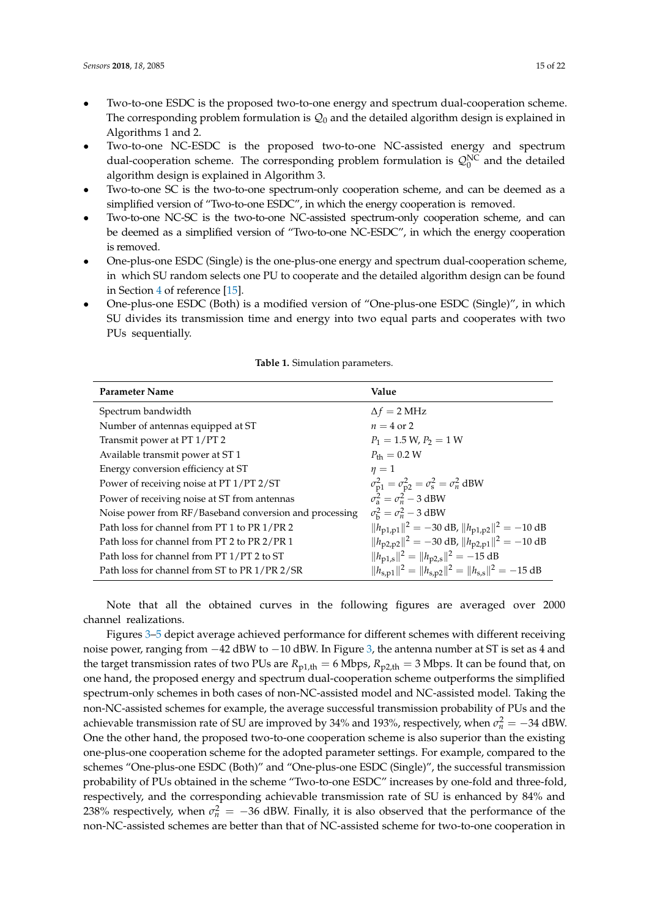- Two-to-one ESDC is the proposed two-to-one energy and spectrum dual-cooperation scheme. The corresponding problem formulation is $\mathcal{Q}_0$ and the detailed algorithm design is explained in Algorithms 1 and 2.
- Two-to-one NC-ESDC is the proposed two-to-one NC-assisted energy and spectrum dual-cooperation scheme. The corresponding problem formulation is $\mathcal{Q}_0^{\mathrm{NC}}$ and the detailed algorithm design is explained in Algorithm 3.
- Two-to-one SC is the two-to-one spectrum-only cooperation scheme, and can be deemed as a simplified version of "Two-to-one ESDC", in which the energy cooperation is removed.
- Two-to-one NC-SC is the two-to-one NC-assisted spectrum-only cooperation scheme, and can be deemed as a simplified version of "Two-to-one NC-ESDC", in which the energy cooperation is removed.
- One-plus-one ESDC (Single) is the one-plus-one energy and spectrum dual-cooperation scheme, in which SU random selects one PU to cooperate and the detailed algorithm design can be found in Section 4 of reference [15].
- One-plus-one ESDC (Both) is a modified version of "One-plus-one ESDC (Single)", in which SU divides its transmission time and energy into two equal parts and cooperates with two PUs sequentially.

**Table 1.** Simulation parameters.

| Parameter Name | Value |
|---|---|
| Spectrum bandwidth | $\Delta f = 2$ MHz |
| Number of antennas equipped at ST | $n = 4$ or 2 |
| Transmit power at PT 1/PT 2 | $P_1 = 1.5$ W, $P_2 = 1$ W |
| Available transmit power at ST 1 | $P_{\mathrm{th}} = 0.2$ W |
| Energy conversion efficiency at ST | $\eta = 1$ |
| Power of receiving noise at PT 1/PT 2/ST | $\sigma_{\mathrm{p1}}^2 = \sigma_{\mathrm{p2}}^2 = \sigma_{\mathrm{s}}^2 = \sigma_n^2$ dBW |
| Power of receiving noise at ST from antennas | $\sigma_{\mathrm{a}}^2 = \sigma_n^2 - 3$ dBW |
| Noise power from RF/Baseband conversion and processing | $\sigma_{\mathrm{b}}^2 = \sigma_n^2 - 3$ dBW |
| Path loss for channel from PT 1 to PR 1/PR 2 | $\|h_{\mathrm{p1,p1}}\|^2 = -30$ dB, $\|h_{\mathrm{p1,p2}}\|^2 = -10$ dB |
| Path loss for channel from PT 2 to PR 2/PR 1 | $\|h_{\mathrm{p2,p2}}\|^2 = -30$ dB, $\|h_{\mathrm{p2,p1}}\|^2 = -10$ dB |
| Path loss for channel from PT 1/PT 2 to ST | $\|h_{\mathrm{p1,s}}\|^2 = \|h_{\mathrm{p2,s}}\|^2 = -15$ dB |
| Path loss for channel from ST to PR 1/PR 2/SR | $\|h_{\mathrm{s,p1}}\|^2 = \|h_{\mathrm{s,p2}}\|^2 = \|h_{\mathrm{s,s}}\|^2 = -15$ dB |

Note that all the obtained curves in the following figures are averaged over 2000 channel realizations.

Figures 3–5 depict average achieved performance for different schemes with different receiving noise power, ranging from $-42$ dBW to $-10$ dBW. In Figure 3, the antenna number at ST is set as 4 and the target transmission rates of two PUs are $R_{\mathrm{p1,th}} = 6$ Mbps, $R_{\mathrm{p2,th}} = 3$ Mbps. It can be found that, on one hand, the proposed energy and spectrum dual-cooperation scheme outperforms the simplified spectrum-only schemes in both cases of non-NC-assisted model and NC-assisted model. Taking the non-NC-assisted schemes for example, the average successful transmission probability of PUs and the achievable transmission rate of SU are improved by 34% and 193%, respectively, when $\sigma_n^2 = -34$ dBW. One the other hand, the proposed two-to-one cooperation scheme is also superior than the existing one-plus-one cooperation scheme for the adopted parameter settings. For example, compared to the schemes "One-plus-one ESDC (Both)" and "One-plus-one ESDC (Single)", the successful transmission probability of PUs obtained in the scheme "Two-to-one ESDC" increases by one-fold and three-fold, respectively, and the corresponding achievable transmission rate of SU is enhanced by 84% and 238% respectively, when $\sigma_n^2 = -36$ dBW. Finally, it is also observed that the performance of the non-NC-assisted schemes are better than that of NC-assisted scheme for two-to-one cooperation in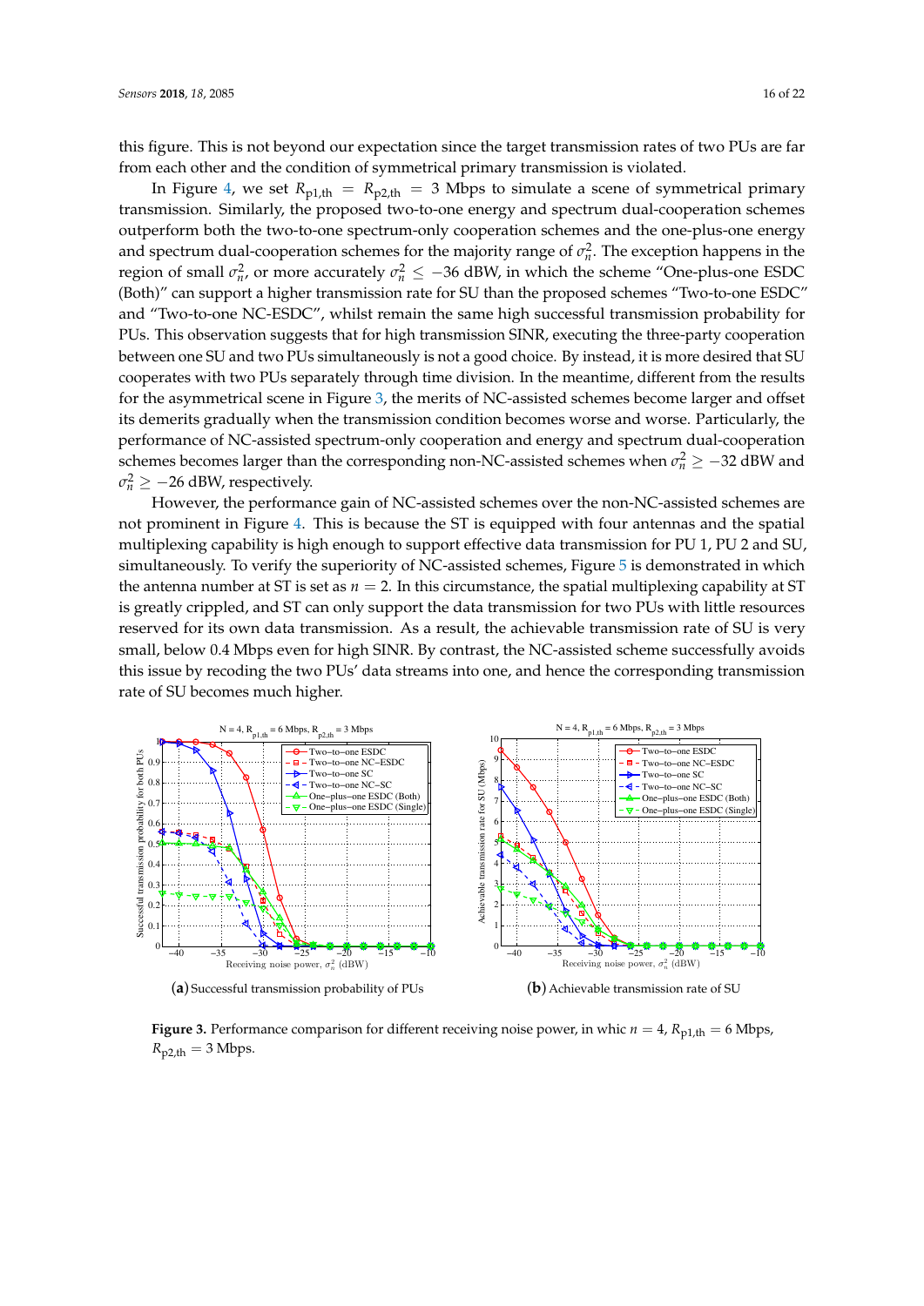this figure. This is not beyond our expectation since the target transmission rates of two PUs are far from each other and the condition of symmetrical primary transmission is violated.

In Figure 4, we set $R_{p1,th} = R_{p2,th} = 3$ Mbps to simulate a scene of symmetrical primary transmission. Similarly, the proposed two-to-one energy and spectrum dual-cooperation schemes outperform both the two-to-one spectrum-only cooperation schemes and the one-plus-one energy and spectrum dual-cooperation schemes for the majority range of $\sigma_n^2$. The exception happens in the region of small $\sigma_n^2$, or more accurately $\sigma_n^2 \leq -36$ dBW, in which the scheme "One-plus-one ESDC (Both)" can support a higher transmission rate for SU than the proposed schemes "Two-to-one ESDC" and "Two-to-one NC-ESDC", whilst remain the same high successful transmission probability for PUs. This observation suggests that for high transmission SINR, executing the three-party cooperation between one SU and two PUs simultaneously is not a good choice. By instead, it is more desired that SU cooperates with two PUs separately through time division. In the meantime, different from the results for the asymmetrical scene in Figure 3, the merits of NC-assisted schemes become larger and offset its demerits gradually when the transmission condition becomes worse and worse. Particularly, the performance of NC-assisted spectrum-only cooperation and energy and spectrum dual-cooperation schemes becomes larger than the corresponding non-NC-assisted schemes when $\sigma_n^2 \geq -32$ dBW and $\sigma_n^2 \geq -26$ dBW, respectively.

However, the performance gain of NC-assisted schemes over the non-NC-assisted schemes are not prominent in Figure 4. This is because the ST is equipped with four antennas and the spatial multiplexing capability is high enough to support effective data transmission for PU 1, PU 2 and SU, simultaneously. To verify the superiority of NC-assisted schemes, Figure 5 is demonstrated in which the antenna number at ST is set as $n = 2$. In this circumstance, the spatial multiplexing capability at ST is greatly crippled, and ST can only support the data transmission for two PUs with little resources reserved for its own data transmission. As a result, the achievable transmission rate of SU is very small, below 0.4 Mbps even for high SINR. By contrast, the NC-assisted scheme successfully avoids this issue by recoding the two PUs' data streams into one, and hence the corresponding transmission rate of SU becomes much higher.

N = 4, R$_{p1,th}$ = 6 Mbps, R$_{p2,th}$ = 3 Mbps

Successful transmission probability for both PUs

Receiving noise power, $\sigma_n^2$ (dBW)

Two−to−one ESDC
Two−to−one NC−ESDC
Two−to−one SC
Two−to−one NC−SC
One−plus−one ESDC (Both)
One−plus−one ESDC (Single)

(**a**) Successful transmission probability of PUs

N = 4, R$_{p1,th}$ = 6 Mbps, R$_{p2,th}$ = 3 Mbps

Achievable transmission rate for SU (Mbps)

Receiving noise power, $\sigma_n^2$ (dBW)

Two−to−one ESDC
Two−to−one NC−ESDC
Two−to−one SC
Two−to−one NC−SC
One−plus−one ESDC (Both)
One−plus−one ESDC (Single)

(**b**) Achievable transmission rate of SU

**Figure 3.** Performance comparison for different receiving noise power, in whic $n = 4$, $R_{p1,th} = 6$ Mbps, $R_{p2,th} = 3$ Mbps.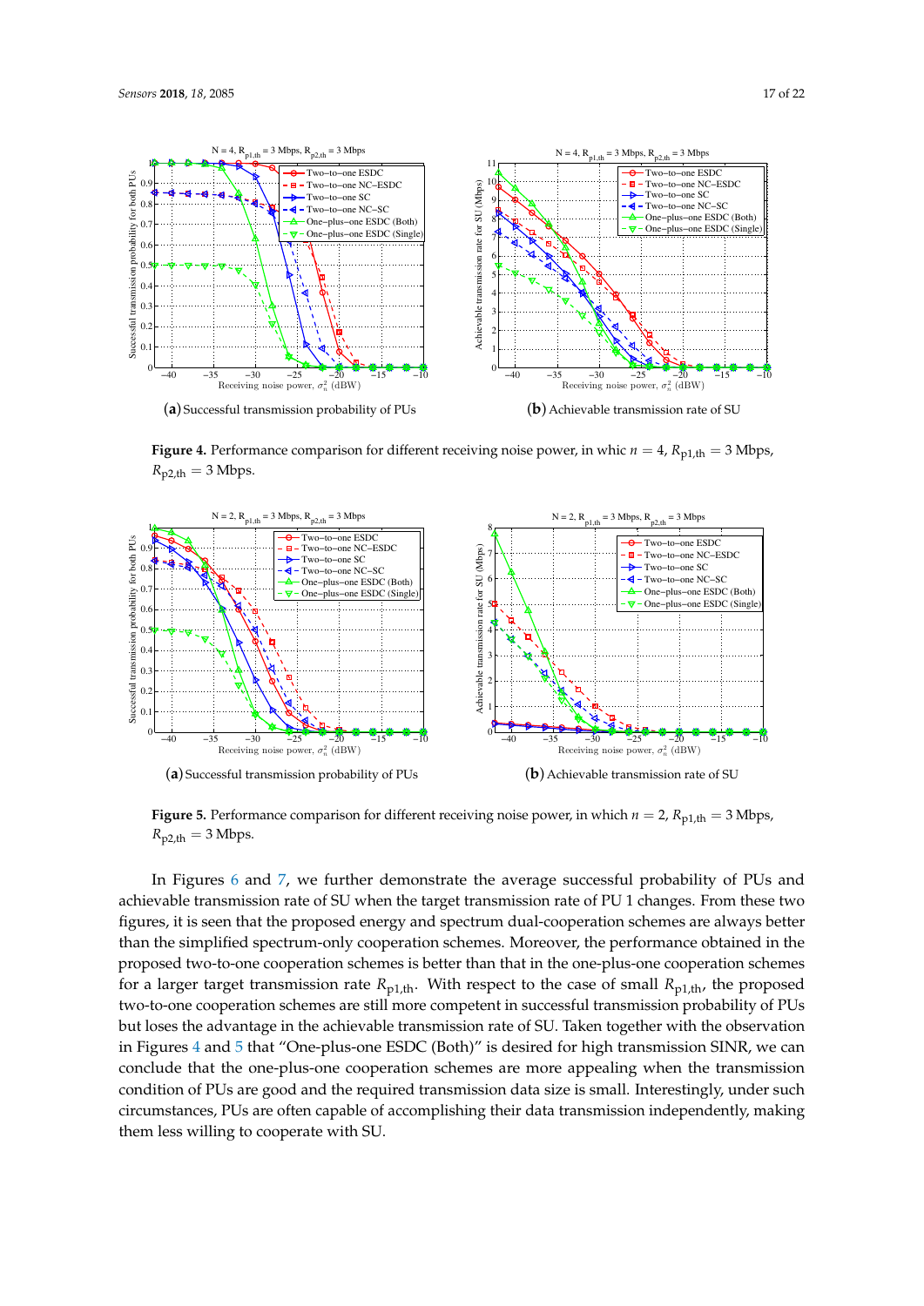N = 4, $R_{p1,th}$ = 3 Mbps, $R_{p2,th}$ = 3 Mbps

Successful transmission probability for both PUs

Receiving noise power, $\sigma_n^2$ (dBW)

Two-to-one ESDC
Two-to-one NC-ESDC
Two-to-one SC
Two-to-one NC-SC
One-plus-one ESDC (Both)
One-plus-one ESDC (Single)

(**a**) Successful transmission probability of PUs

N = 4, $R_{p1,th}$ = 3 Mbps, $R_{p2,th}$ = 3 Mbps

Achievable transmission rate for SU (Mbps)

Receiving noise power, $\sigma_n^2$ (dBW)

Two-to-one ESDC
Two-to-one NC-ESDC
Two-to-one SC
Two-to-one NC-SC
One-plus-one ESDC (Both)
One-plus-one ESDC (Single)

(**b**) Achievable transmission rate of SU

**Figure 4.** Performance comparison for different receiving noise power, in whic $n = 4$, $R_{\text{p1,th}} = 3$ Mbps, $R_{\text{p2,th}} = 3$ Mbps.

N = 2, $R_{p1,th}$ = 3 Mbps, $R_{p2,th}$ = 3 Mbps

Successful transmission probability for both PUs

Receiving noise power, $\sigma_n^2$ (dBW)

Two-to-one ESDC
Two-to-one NC-ESDC
Two-to-one SC
Two-to-one NC-SC
One-plus-one ESDC (Both)
One-plus-one ESDC (Single)

(**a**) Successful transmission probability of PUs

N = 2, $R_{p1,th}$ = 3 Mbps, $R_{p2,th}$ = 3 Mbps

Achievable transmission rate for SU (Mbps)

Receiving noise power, $\sigma_n^2$ (dBW)

Two-to-one ESDC
Two-to-one NC-ESDC
Two-to-one SC
Two-to-one NC-SC
One-plus-one ESDC (Both)
One-plus-one ESDC (Single)

(**b**) Achievable transmission rate of SU

**Figure 5.** Performance comparison for different receiving noise power, in which $n = 2$, $R_{\text{p1,th}} = 3$ Mbps, $R_{\text{p2,th}} = 3$ Mbps.

In Figures 6 and 7, we further demonstrate the average successful probability of PUs and achievable transmission rate of SU when the target transmission rate of PU 1 changes. From these two figures, it is seen that the proposed energy and spectrum dual-cooperation schemes are always better than the simplified spectrum-only cooperation schemes. Moreover, the performance obtained in the proposed two-to-one cooperation schemes is better than that in the one-plus-one cooperation schemes for a larger target transmission rate $R_{\text{p1,th}}$. With respect to the case of small $R_{\text{p1,th}}$, the proposed two-to-one cooperation schemes are still more competent in successful transmission probability of PUs but loses the advantage in the achievable transmission rate of SU. Taken together with the observation in Figures 4 and 5 that "One-plus-one ESDC (Both)" is desired for high transmission SINR, we can conclude that the one-plus-one cooperation schemes are more appealing when the transmission condition of PUs are good and the required transmission data size is small. Interestingly, under such circumstances, PUs are often capable of accomplishing their data transmission independently, making them less willing to cooperate with SU.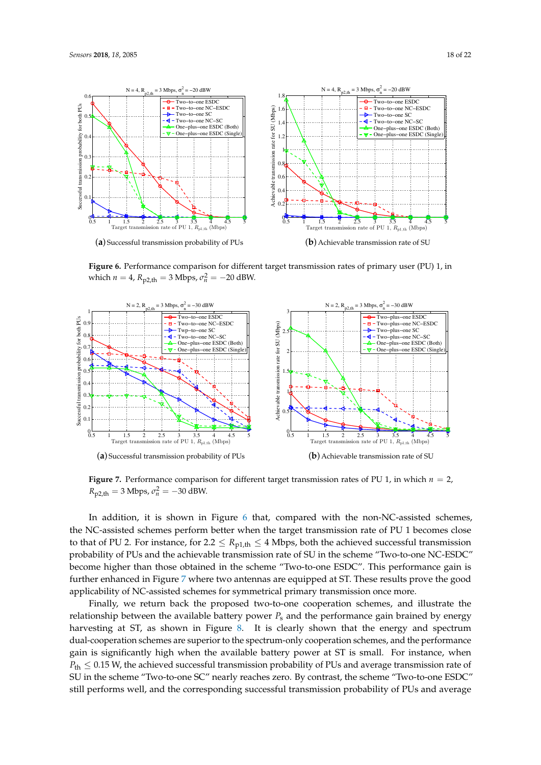N = 4, $R_{p2,th}$ = 3 Mbps, $\sigma_n^2$ = −20 dBW

Two-to-one ESDC
Two-to-one NC-ESDC
Two-to-one SC
Two-to-one NC-SC
One-plus-one ESDC (Both)
One-plus-one ESDC (Single)

Successful transmission probability for both PUs

Target transmission rate of PU 1, $R_{p1,th}$ (Mbps)

(**a**) Successful transmission probability of PUs

N = 4, $R_{p2,th}$ = 3 Mbps, $\sigma_n^2$ = −20 dBW

Two-to-one ESDC
Two-to-one NC-ESDC
Two-to-one SC
Two-to-one NC-SC
One-plus-one ESDC (Both)
One-plus-one ESDC (Single)

Achievable transmission rate for SU (Mbps)

Target transmission rate of PU 1, $R_{p1,th}$ (Mbps)

(**b**) Achievable transmission rate of SU

**Figure 6.** Performance comparison for different target transmission rates of primary user (PU) 1, in which $n = 4$, $R_{\text{p2,th}} = 3$ Mbps, $\sigma_n^2 = -20$ dBW.

N = 2, $R_{p2,th}$ = 3 Mbps, $\sigma_n^2$ = −30 dBW

Two-to-one ESDC
Two-to-one NC-ESDC
Twp-to-one SC
Two-to-one NC-SC
One-plus-one ESDC (Both)
One-plus-one ESDC (Single)

Successful transmission probability for both PUs

Target transmission rate of PU 1, $R_{p1,th}$ (Mbps)

(**a**) Successful transmission probability of PUs

N = 2, $R_{p2,th}$ = 3 Mbps, $\sigma_n^2$ = −30 dBW

Two-plus-one ESDC
Two-plus-one NC-ESDC
Two-plus-one SC
Two-plus-one NC-SC
One-plus-one ESDC (Both)
One-plus-one ESDC (Single)

Achievable transmission rate for SU (Mbps)

Target transmission rate of PU 1, $R_{p1,th}$ (Mbps)

(**b**) Achievable transmission rate of SU

**Figure 7.** Performance comparison for different target transmission rates of PU 1, in which $n = 2$, $R_{\text{p2,th}} = 3$ Mbps, $\sigma_n^2 = -30$ dBW.

In addition, it is shown in Figure 6 that, compared with the non-NC-assisted schemes, the NC-assisted schemes perform better when the target transmission rate of PU 1 becomes close to that of PU 2. For instance, for $2.2 \leq R_{\text{p1,th}} \leq 4$ Mbps, both the achieved successful transmission probability of PUs and the achievable transmission rate of SU in the scheme "Two-to-one NC-ESDC" become higher than those obtained in the scheme "Two-to-one ESDC". This performance gain is further enhanced in Figure 7 where two antennas are equipped at ST. These results prove the good applicability of NC-assisted schemes for symmetrical primary transmission once more.

Finally, we return back the proposed two-to-one cooperation schemes, and illustrate the relationship between the available battery power $P_s$ and the performance gain brained by energy harvesting at ST, as shown in Figure 8. It is clearly shown that the energy and spectrum dual-cooperation schemes are superior to the spectrum-only cooperation schemes, and the performance gain is significantly high when the available battery power at ST is small. For instance, when $P_{\text{th}} \leq 0.15$ W, the achieved successful transmission probability of PUs and average transmission rate of SU in the scheme "Two-to-one SC" nearly reaches zero. By contrast, the scheme "Two-to-one ESDC" still performs well, and the corresponding successful transmission probability of PUs and average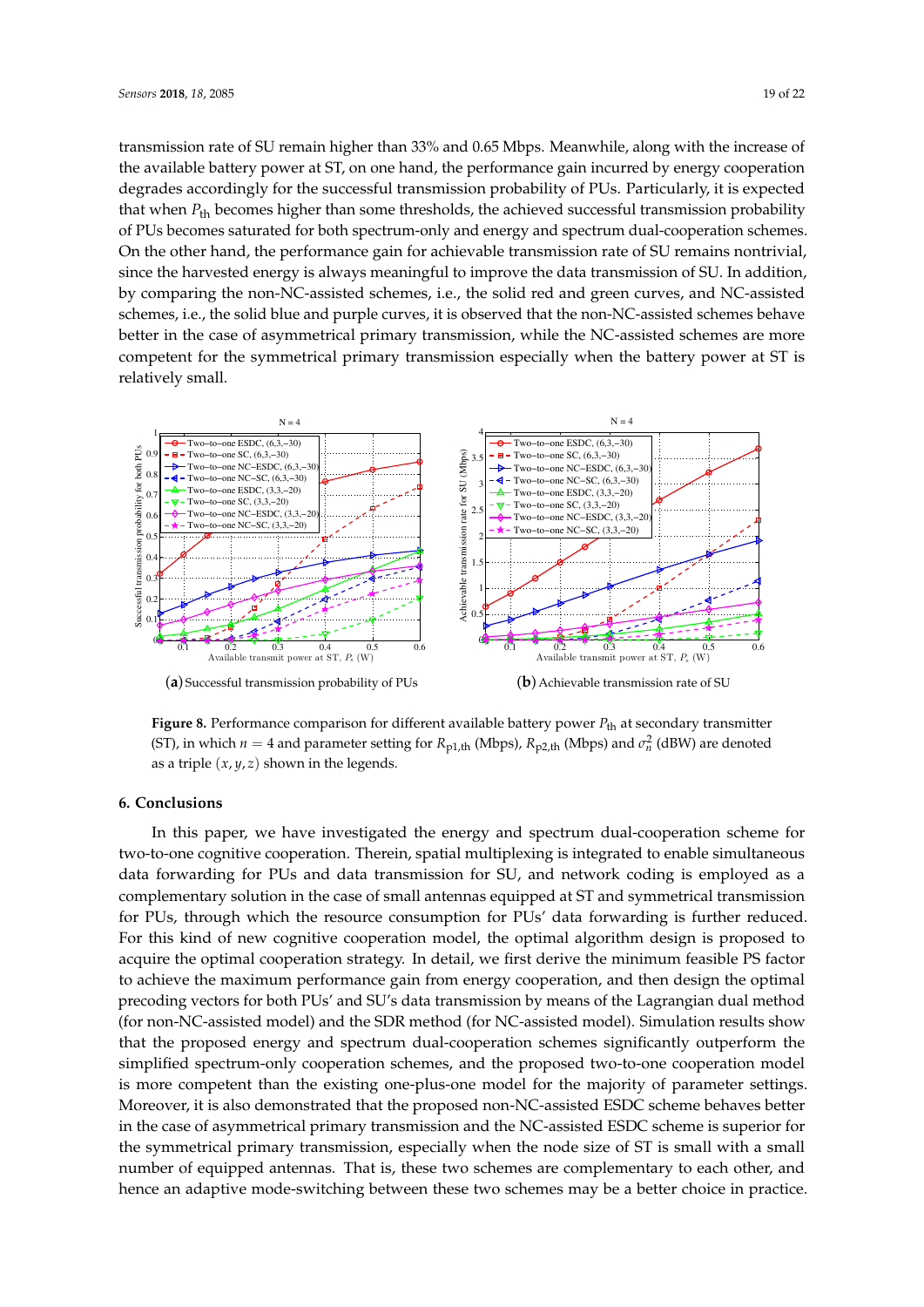transmission rate of SU remain higher than 33% and 0.65 Mbps. Meanwhile, along with the increase of the available battery power at ST, on one hand, the performance gain incurred by energy cooperation degrades accordingly for the successful transmission probability of PUs. Particularly, it is expected that when $P_{\text{th}}$ becomes higher than some thresholds, the achieved successful transmission probability of PUs becomes saturated for both spectrum-only and energy and spectrum dual-cooperation schemes. On the other hand, the performance gain for achievable transmission rate of SU remains nontrivial, since the harvested energy is always meaningful to improve the data transmission of SU. In addition, by comparing the non-NC-assisted schemes, i.e., the solid red and green curves, and NC-assisted schemes, i.e., the solid blue and purple curves, it is observed that the non-NC-assisted schemes behave better in the case of asymmetrical primary transmission, while the NC-assisted schemes are more competent for the symmetrical primary transmission especially when the battery power at ST is relatively small.

N = 4

Successful transmission probability for both PUs

Available transmit power at ST, $P_s$ (W)

Two–to–one ESDC, (6,3,–30)
Two–to–one SC, (6,3,–30)
Two–to–one NC–ESDC, (6,3,–30)
Two–to–one NC–SC, (6,3,–30)
Two–to–one ESDC, (3,3,–20)
Two–to–one SC, (3,3,–20)
Two–to–one NC–ESDC, (3,3,–20)
Two–to–one NC–SC, (3,3,–20)

(**a**) Successful transmission probability of PUs

N = 4

Achievable transmission rate for SU (Mbps)

Available transmit power at ST, $P_s$ (W)

Two–to–one ESDC, (6,3,–30)
Two–to–one SC, (6,3,–30)
Two–to–one NC–ESDC, (6,3,–30)
Two–to–one NC–SC, (6,3,–30)
Two–to–one ESDC, (3,3,–20)
Two–to–one SC, (3,3,–20)
Two–to–one NC–ESDC, (3,3,–20)
Two–to–one NC–SC, (3,3,–20)

(**b**) Achievable transmission rate of SU

**Figure 8.** Performance comparison for different available battery power $P_{\text{th}}$ at secondary transmitter (ST), in which $n = 4$ and parameter setting for $R_{\text{p1,th}}$ (Mbps), $R_{\text{p2,th}}$ (Mbps) and $\sigma_n^2$ (dBW) are denoted as a triple $(x, y, z)$ shown in the legends.

## 6. Conclusions

In this paper, we have investigated the energy and spectrum dual-cooperation scheme for two-to-one cognitive cooperation. Therein, spatial multiplexing is integrated to enable simultaneous data forwarding for PUs and data transmission for SU, and network coding is employed as a complementary solution in the case of small antennas equipped at ST and symmetrical transmission for PUs, through which the resource consumption for PUs' data forwarding is further reduced. For this kind of new cognitive cooperation model, the optimal algorithm design is proposed to acquire the optimal cooperation strategy. In detail, we first derive the minimum feasible PS factor to achieve the maximum performance gain from energy cooperation, and then design the optimal precoding vectors for both PUs' and SU's data transmission by means of the Lagrangian dual method (for non-NC-assisted model) and the SDR method (for NC-assisted model). Simulation results show that the proposed energy and spectrum dual-cooperation schemes significantly outperform the simplified spectrum-only cooperation schemes, and the proposed two-to-one cooperation model is more competent than the existing one-plus-one model for the majority of parameter settings. Moreover, it is also demonstrated that the proposed non-NC-assisted ESDC scheme behaves better in the case of asymmetrical primary transmission and the NC-assisted ESDC scheme is superior for the symmetrical primary transmission, especially when the node size of ST is small with a small number of equipped antennas. That is, these two schemes are complementary to each other, and hence an adaptive mode-switching between these two schemes may be a better choice in practice.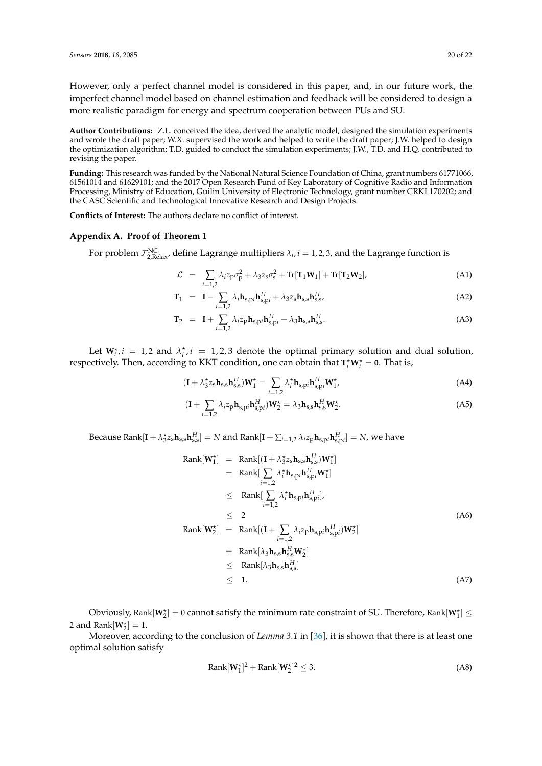However, only a perfect channel model is considered in this paper, and, in our future work, the imperfect channel model based on channel estimation and feedback will be considered to design a more realistic paradigm for energy and spectrum cooperation between PUs and SU.

**Author Contributions:** Z.L. conceived the idea, derived the analytic model, designed the simulation experiments and wrote the draft paper; W.X. supervised the work and helped to write the draft paper; J.W. helped to design the optimization algorithm; T.D. guided to conduct the simulation experiments; J.W., T.D. and H.Q. contributed to revising the paper.

**Funding:** This research was funded by the National Natural Science Foundation of China, grant numbers 61771066, 61561014 and 61629101; and the 2017 Open Research Fund of Key Laboratory of Cognitive Radio and Information Processing, Ministry of Education, Guilin University of Electronic Technology, grant number CRKL170202; and the CASC Scientific and Technological Innovative Research and Design Projects.

**Conflicts of Interest:** The authors declare no conflict of interest.

## Appendix A. Proof of Theorem 1

For problem $\mathcal{F}_{2,\text{Relax}}^{\text{NC}}$, define Lagrange multipliers $\lambda_i, i = 1, 2, 3$, and the Lagrange function is

$$\mathcal{L} = \sum_{i=1,2} \lambda_i z_\text{p} \sigma_\text{p}^2 + \lambda_3 z_\text{s} \sigma_\text{s}^2 + \text{Tr}[\mathbf{T}_1 \mathbf{W}_1] + \text{Tr}[\mathbf{T}_2 \mathbf{W}_2], \tag{A1}$$

$$\mathbf{T}_1 = \mathbf{I} - \sum_{i=1,2} \lambda_i \mathbf{h}_{\text{s,p}i} \mathbf{h}_{\text{s,p}i}^H + \lambda_3 z_\text{s} \mathbf{h}_{\text{s,s}} \mathbf{h}_{\text{s,s}}^H, \tag{A2}$$

$$\mathbf{T}_2 = \mathbf{I} + \sum_{i=1,2} \lambda_i z_\text{p} \mathbf{h}_{\text{s,p}i} \mathbf{h}_{\text{s,p}i}^H - \lambda_3 \mathbf{h}_{\text{s,s}} \mathbf{h}_{\text{s,s}}^H. \tag{A3}$$

Let $\mathbf{W}_i^\star, i = 1, 2$ and $\lambda_i^\star, i = 1, 2, 3$ denote the optimal primary solution and dual solution, respectively. Then, according to KKT condition, one can obtain that $\mathbf{T}_i^\star \mathbf{W}_i^\star = \mathbf{0}$. That is,

$$(\mathbf{I} + \lambda_3^\star z_\text{s} \mathbf{h}_{\text{s,s}} \mathbf{h}_{\text{s,s}}^H) \mathbf{W}_1^\star = \sum_{i=1,2} \lambda_i^\star \mathbf{h}_{\text{s,p}i} \mathbf{h}_{\text{s,p}i}^H \mathbf{W}_1^\star, \tag{A4}$$

$$(\mathbf{I} + \sum_{i=1,2} \lambda_i z_\text{p} \mathbf{h}_{\text{s,p}i} \mathbf{h}_{\text{s,p}i}^H) \mathbf{W}_2^\star = \lambda_3 \mathbf{h}_{\text{s,s}} \mathbf{h}_{\text{s,s}}^H \mathbf{W}_2^\star. \tag{A5}$$

Because $\text{Rank}[\mathbf{I} + \lambda_3^\star z_\text{s} \mathbf{h}_{\text{s,s}} \mathbf{h}_{\text{s,s}}^H] = N$ and $\text{Rank}[\mathbf{I} + \sum_{i=1,2} \lambda_i z_\text{p} \mathbf{h}_{\text{s,p}i} \mathbf{h}_{\text{s,p}i}^H] = N$, we have

$$\begin{aligned}
\text{Rank}[\mathbf{W}_1^\star] &= \text{Rank}[(\mathbf{I} + \lambda_3^\star z_\text{s} \mathbf{h}_{\text{s,s}} \mathbf{h}_{\text{s,s}}^H) \mathbf{W}_1^\star] \\
&= \text{Rank}[\sum_{i=1,2} \lambda_i^\star \mathbf{h}_{\text{s,p}i} \mathbf{h}_{\text{s,p}i}^H \mathbf{W}_1^\star] \\
&\leq \text{Rank}[\sum_{i=1,2} \lambda_i^\star \mathbf{h}_{\text{s,p}i} \mathbf{h}_{\text{s,p}i}^H], \\
&\leq 2 
\end{aligned} \tag{A6}$$

$$\begin{aligned}
\text{Rank}[\mathbf{W}_2^\star] &= \text{Rank}[(\mathbf{I} + \sum_{i=1,2} \lambda_i z_\text{p} \mathbf{h}_{\text{s,p}i} \mathbf{h}_{\text{s,p}i}^H) \mathbf{W}_2^\star] \\
&= \text{Rank}[\lambda_3 \mathbf{h}_{\text{s,s}} \mathbf{h}_{\text{s,s}}^H \mathbf{W}_2^\star] \\
&\leq \text{Rank}[\lambda_3 \mathbf{h}_{\text{s,s}} \mathbf{h}_{\text{s,s}}^H] \\
&\leq 1.
\end{aligned} \tag{A7}$$

Obviously, $\text{Rank}[\mathbf{W}_2^\star] = 0$ cannot satisfy the minimum rate constraint of SU. Therefore, $\text{Rank}[\mathbf{W}_1^\star] \leq 2$ and $\text{Rank}[\mathbf{W}_2^\star] = 1$.

Moreover, according to the conclusion of *Lemma 3.1* in [36], it is shown that there is at least one optimal solution satisfy

$$\text{Rank}[\mathbf{W}_1^\star]^2 + \text{Rank}[\mathbf{W}_2^\star]^2 \leq 3. \tag{A8}$$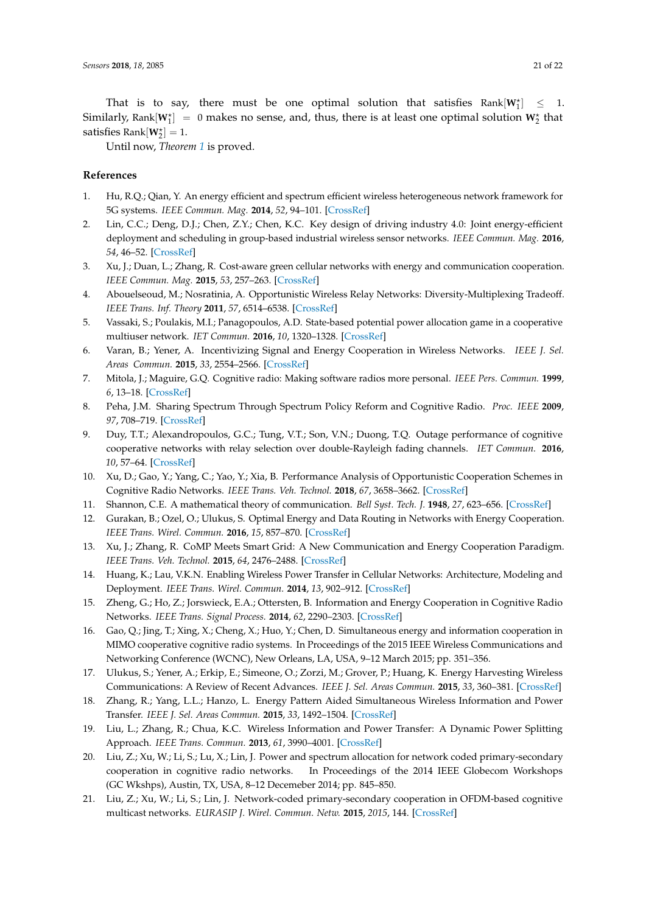That is to say, there must be one optimal solution that satisfies $\text{Rank}[\mathbf{W}_1^\star] \leq 1$. Similarly, $\text{Rank}[\mathbf{W}_1^\star] = 0$ makes no sense, and, thus, there is at least one optimal solution $\mathbf{W}_2^\star$ that satisfies $\text{Rank}[\mathbf{W}_2^\star] = 1$.

Until now, *Theorem 1* is proved.

## References

1. Hu, R.Q.; Qian, Y. An energy efficient and spectrum efficient wireless heterogeneous network framework for 5G systems. *IEEE Commun. Mag.* **2014**, *52*, 94–101. [CrossRef]
2. Lin, C.C.; Deng, D.J.; Chen, Z.Y.; Chen, K.C. Key design of driving industry 4.0: Joint energy-efficient deployment and scheduling in group-based industrial wireless sensor networks. *IEEE Commun. Mag.* **2016**, *54*, 46–52. [CrossRef]
3. Xu, J.; Duan, L.; Zhang, R. Cost-aware green cellular networks with energy and communication cooperation. *IEEE Commun. Mag.* **2015**, *53*, 257–263. [CrossRef]
4. Abouelseoud, M.; Nosratinia, A. Opportunistic Wireless Relay Networks: Diversity-Multiplexing Tradeoff. *IEEE Trans. Inf. Theory* **2011**, *57*, 6514–6538. [CrossRef]
5. Vassaki, S.; Poulakis, M.I.; Panagopoulos, A.D. State-based potential power allocation game in a cooperative multiuser network. *IET Commun.* **2016**, *10*, 1320–1328. [CrossRef]
6. Varan, B.; Yener, A. Incentivizing Signal and Energy Cooperation in Wireless Networks. *IEEE J. Sel. Areas Commun.* **2015**, *33*, 2554–2566. [CrossRef]
7. Mitola, J.; Maguire, G.Q. Cognitive radio: Making software radios more personal. *IEEE Pers. Commun.* **1999**, *6*, 13–18. [CrossRef]
8. Peha, J.M. Sharing Spectrum Through Spectrum Policy Reform and Cognitive Radio. *Proc. IEEE* **2009**, *97*, 708–719. [CrossRef]
9. Duy, T.T.; Alexandropoulos, G.C.; Tung, V.T.; Son, V.N.; Duong, T.Q. Outage performance of cognitive cooperative networks with relay selection over double-Rayleigh fading channels. *IET Commun.* **2016**, *10*, 57–64. [CrossRef]
10. Xu, D.; Gao, Y.; Yang, C.; Yao, Y.; Xia, B. Performance Analysis of Opportunistic Cooperation Schemes in Cognitive Radio Networks. *IEEE Trans. Veh. Technol.* **2018**, *67*, 3658–3662. [CrossRef]
11. Shannon, C.E. A mathematical theory of communication. *Bell Syst. Tech. J.* **1948**, *27*, 623–656. [CrossRef]
12. Gurakan, B.; Ozel, O.; Ulukus, S. Optimal Energy and Data Routing in Networks with Energy Cooperation. *IEEE Trans. Wirel. Commun.* **2016**, *15*, 857–870. [CrossRef]
13. Xu, J.; Zhang, R. CoMP Meets Smart Grid: A New Communication and Energy Cooperation Paradigm. *IEEE Trans. Veh. Technol.* **2015**, *64*, 2476–2488. [CrossRef]
14. Huang, K.; Lau, V.K.N. Enabling Wireless Power Transfer in Cellular Networks: Architecture, Modeling and Deployment. *IEEE Trans. Wirel. Commun.* **2014**, *13*, 902–912. [CrossRef]
15. Zheng, G.; Ho, Z.; Jorswieck, E.A.; Ottersten, B. Information and Energy Cooperation in Cognitive Radio Networks. *IEEE Trans. Signal Process.* **2014**, *62*, 2290–2303. [CrossRef]
16. Gao, Q.; Jing, T.; Xing, X.; Cheng, X.; Huo, Y.; Chen, D. Simultaneous energy and information cooperation in MIMO cooperative cognitive radio systems. In Proceedings of the 2015 IEEE Wireless Communications and Networking Conference (WCNC), New Orleans, LA, USA, 9–12 March 2015; pp. 351–356.
17. Ulukus, S.; Yener, A.; Erkip, E.; Simeone, O.; Zorzi, M.; Grover, P.; Huang, K. Energy Harvesting Wireless Communications: A Review of Recent Advances. *IEEE J. Sel. Areas Commun.* **2015**, *33*, 360–381. [CrossRef]
18. Zhang, R.; Yang, L.L.; Hanzo, L. Energy Pattern Aided Simultaneous Wireless Information and Power Transfer. *IEEE J. Sel. Areas Commun.* **2015**, *33*, 1492–1504. [CrossRef]
19. Liu, L.; Zhang, R.; Chua, K.C. Wireless Information and Power Transfer: A Dynamic Power Splitting Approach. *IEEE Trans. Commun.* **2013**, *61*, 3990–4001. [CrossRef]
20. Liu, Z.; Xu, W.; Li, S.; Lu, X.; Lin, J. Power and spectrum allocation for network coded primary-secondary cooperation in cognitive radio networks. In Proceedings of the 2014 IEEE Globecom Workshops (GC Wkshps), Austin, TX, USA, 8–12 Decemeber 2014; pp. 845–850.
21. Liu, Z.; Xu, W.; Li, S.; Lin, J. Network-coded primary-secondary cooperation in OFDM-based cognitive multicast networks. *EURASIP J. Wirel. Commun. Netw.* **2015**, *2015*, 144. [CrossRef]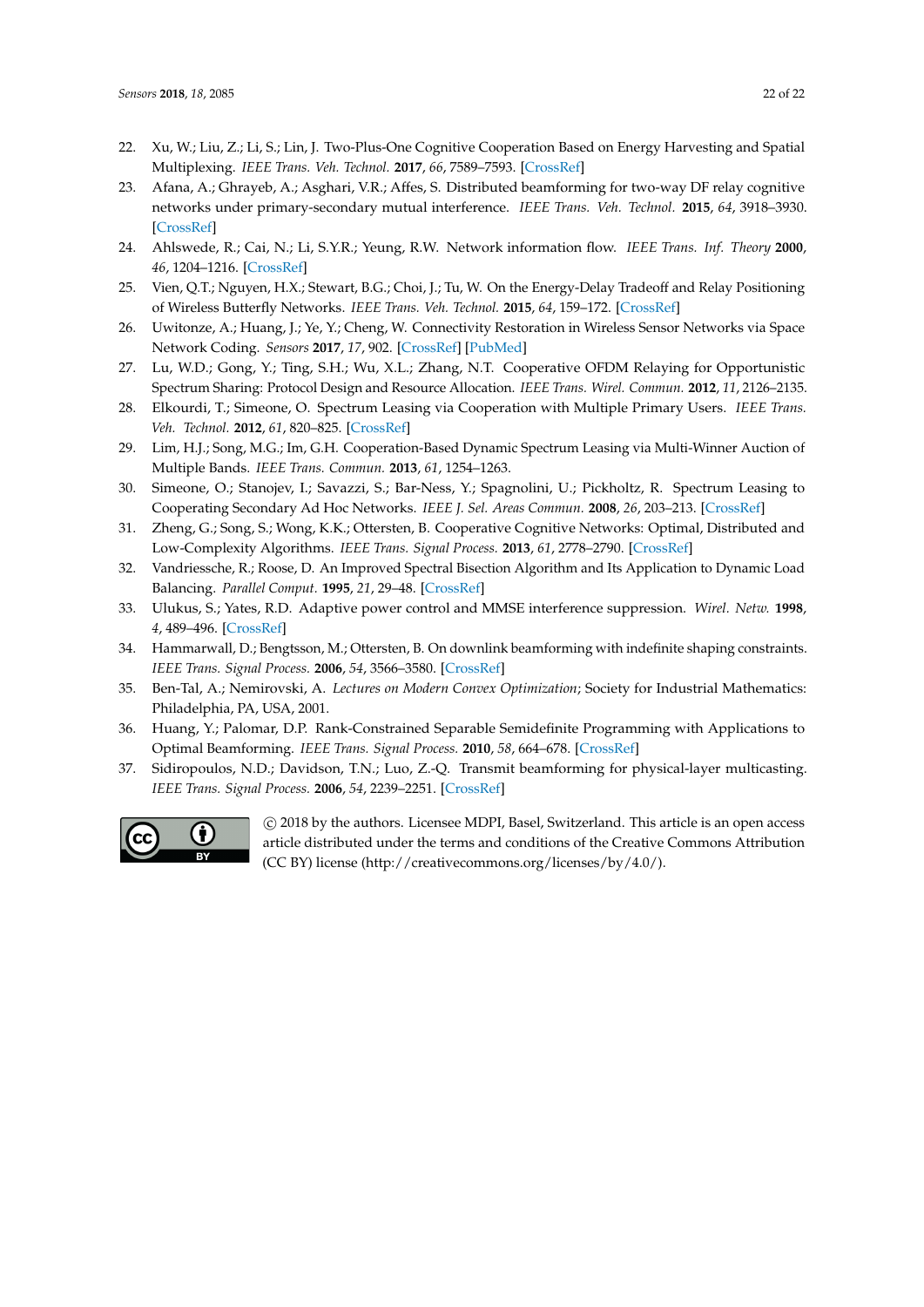22. Xu, W.; Liu, Z.; Li, S.; Lin, J. Two-Plus-One Cognitive Cooperation Based on Energy Harvesting and Spatial Multiplexing. *IEEE Trans. Veh. Technol.* **2017**, *66*, 7589–7593. [CrossRef]
23. Afana, A.; Ghrayeb, A.; Asghari, V.R.; Affes, S. Distributed beamforming for two-way DF relay cognitive networks under primary-secondary mutual interference. *IEEE Trans. Veh. Technol.* **2015**, *64*, 3918–3930. [CrossRef]
24. Ahlswede, R.; Cai, N.; Li, S.Y.R.; Yeung, R.W. Network information flow. *IEEE Trans. Inf. Theory* **2000**, *46*, 1204–1216. [CrossRef]
25. Vien, Q.T.; Nguyen, H.X.; Stewart, B.G.; Choi, J.; Tu, W. On the Energy-Delay Tradeoff and Relay Positioning of Wireless Butterfly Networks. *IEEE Trans. Veh. Technol.* **2015**, *64*, 159–172. [CrossRef]
26. Uwitonze, A.; Huang, J.; Ye, Y.; Cheng, W. Connectivity Restoration in Wireless Sensor Networks via Space Network Coding. *Sensors* **2017**, *17*, 902. [CrossRef] [PubMed]
27. Lu, W.D.; Gong, Y.; Ting, S.H.; Wu, X.L.; Zhang, N.T. Cooperative OFDM Relaying for Opportunistic Spectrum Sharing: Protocol Design and Resource Allocation. *IEEE Trans. Wirel. Commun.* **2012**, *11*, 2126–2135.
28. Elkourdi, T.; Simeone, O. Spectrum Leasing via Cooperation with Multiple Primary Users. *IEEE Trans. Veh. Technol.* **2012**, *61*, 820–825. [CrossRef]
29. Lim, H.J.; Song, M.G.; Im, G.H. Cooperation-Based Dynamic Spectrum Leasing via Multi-Winner Auction of Multiple Bands. *IEEE Trans. Commun.* **2013**, *61*, 1254–1263.
30. Simeone, O.; Stanojev, I.; Savazzi, S.; Bar-Ness, Y.; Spagnolini, U.; Pickholtz, R. Spectrum Leasing to Cooperating Secondary Ad Hoc Networks. *IEEE J. Sel. Areas Commun.* **2008**, *26*, 203–213. [CrossRef]
31. Zheng, G.; Song, S.; Wong, K.K.; Ottersten, B. Cooperative Cognitive Networks: Optimal, Distributed and Low-Complexity Algorithms. *IEEE Trans. Signal Process.* **2013**, *61*, 2778–2790. [CrossRef]
32. Vandriessche, R.; Roose, D. An Improved Spectral Bisection Algorithm and Its Application to Dynamic Load Balancing. *Parallel Comput.* **1995**, *21*, 29–48. [CrossRef]
33. Ulukus, S.; Yates, R.D. Adaptive power control and MMSE interference suppression. *Wirel. Netw.* **1998**, *4*, 489–496. [CrossRef]
34. Hammarwall, D.; Bengtsson, M.; Ottersten, B. On downlink beamforming with indefinite shaping constraints. *IEEE Trans. Signal Process.* **2006**, *54*, 3566–3580. [CrossRef]
35. Ben-Tal, A.; Nemirovski, A. *Lectures on Modern Convex Optimization*; Society for Industrial Mathematics: Philadelphia, PA, USA, 2001.
36. Huang, Y.; Palomar, D.P. Rank-Constrained Separable Semidefinite Programming with Applications to Optimal Beamforming. *IEEE Trans. Signal Process.* **2010**, *58*, 664–678. [CrossRef]
37. Sidiropoulos, N.D.; Davidson, T.N.; Luo, Z.-Q. Transmit beamforming for physical-layer multicasting. *IEEE Trans. Signal Process.* **2006**, *54*, 2239–2251. [CrossRef]

© 2018 by the authors. Licensee MDPI, Basel, Switzerland. This article is an open access article distributed under the terms and conditions of the Creative Commons Attribution (CC BY) license (http://creativecommons.org/licenses/by/4.0/).